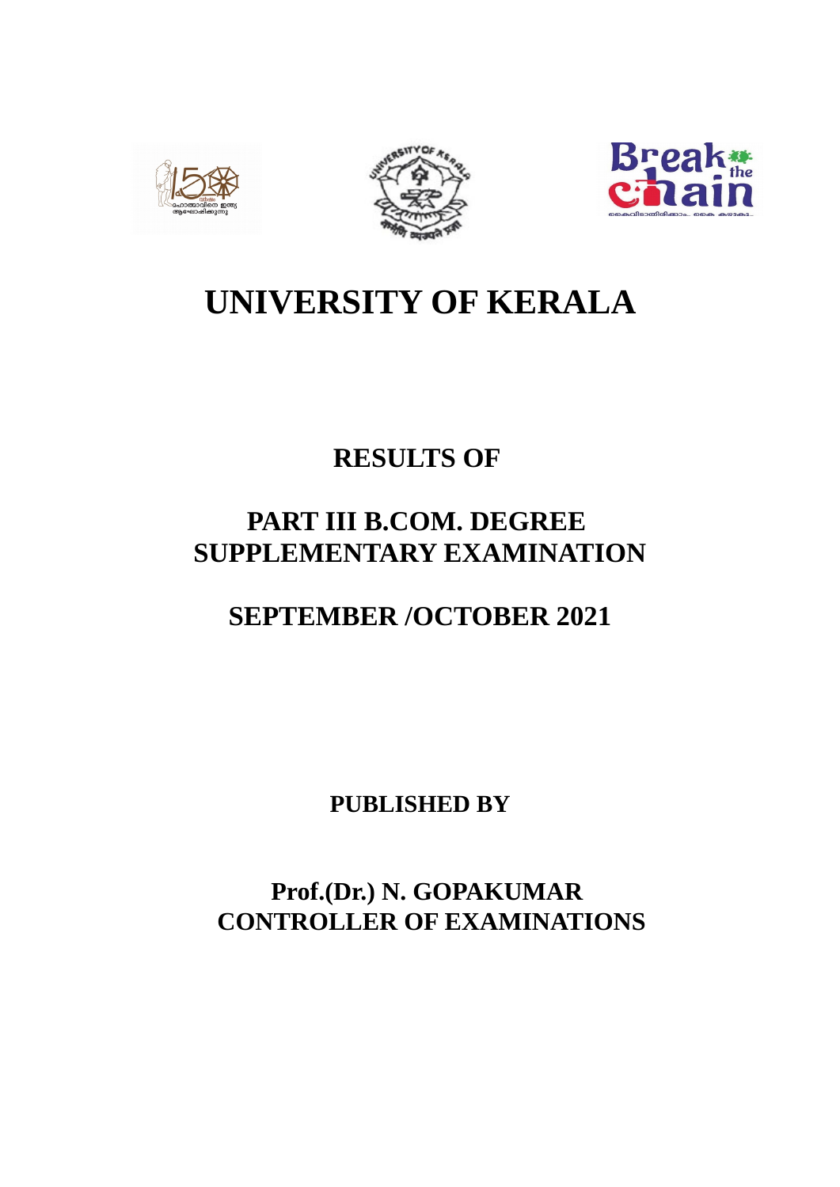# UNIVERSITY OF KERALA

## RESULTS OF

## PART III B.COM. DEGREE SUPPLEMENTARY EXAMINATION

## SEPTEMBER /OCTOBER 2021

**PUBLISHED BY**

**Prof.(Dr.) N. GOPAKUMAR**
**CONTROLLER OF EXAMINATIONS**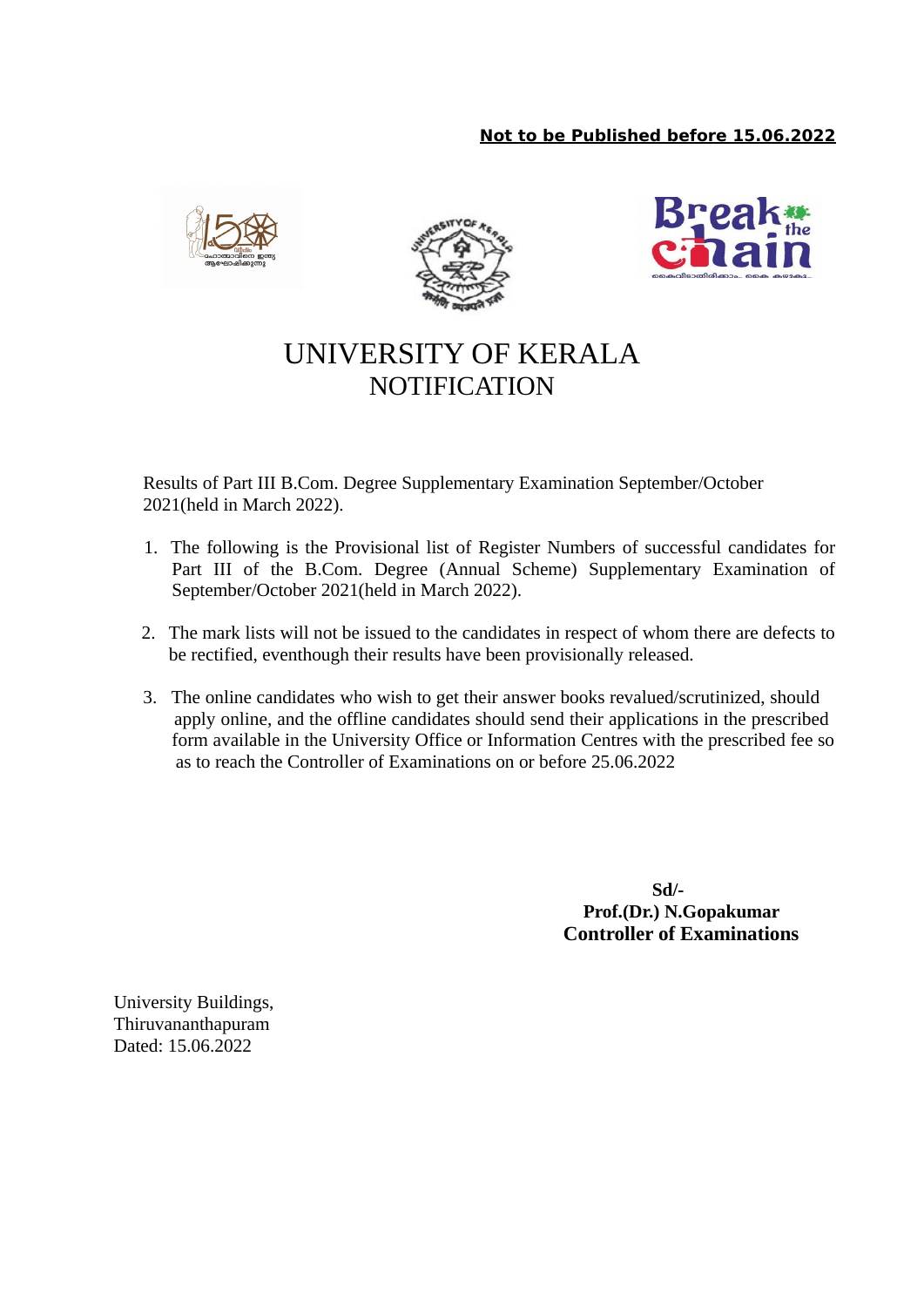**Not to be Published before 15.06.2022**

# UNIVERSITY OF KERALA
## NOTIFICATION

Results of Part III B.Com. Degree Supplementary Examination September/October 2021(held in March 2022).

1. The following is the Provisional list of Register Numbers of successful candidates for Part III of the B.Com. Degree (Annual Scheme) Supplementary Examination of September/October 2021(held in March 2022).

2. The mark lists will not be issued to the candidates in respect of whom there are defects to be rectified, eventhough their results have been provisionally released.

3. The online candidates who wish to get their answer books revalued/scrutinized, should apply online, and the offline candidates should send their applications in the prescribed form available in the University Office or Information Centres with the prescribed fee so as to reach the Controller of Examinations on or before 25.06.2022

**Sd/-**
**Prof.(Dr.) N.Gopakumar**
**Controller of Examinations**

University Buildings,
Thiruvananthapuram
Dated: 15.06.2022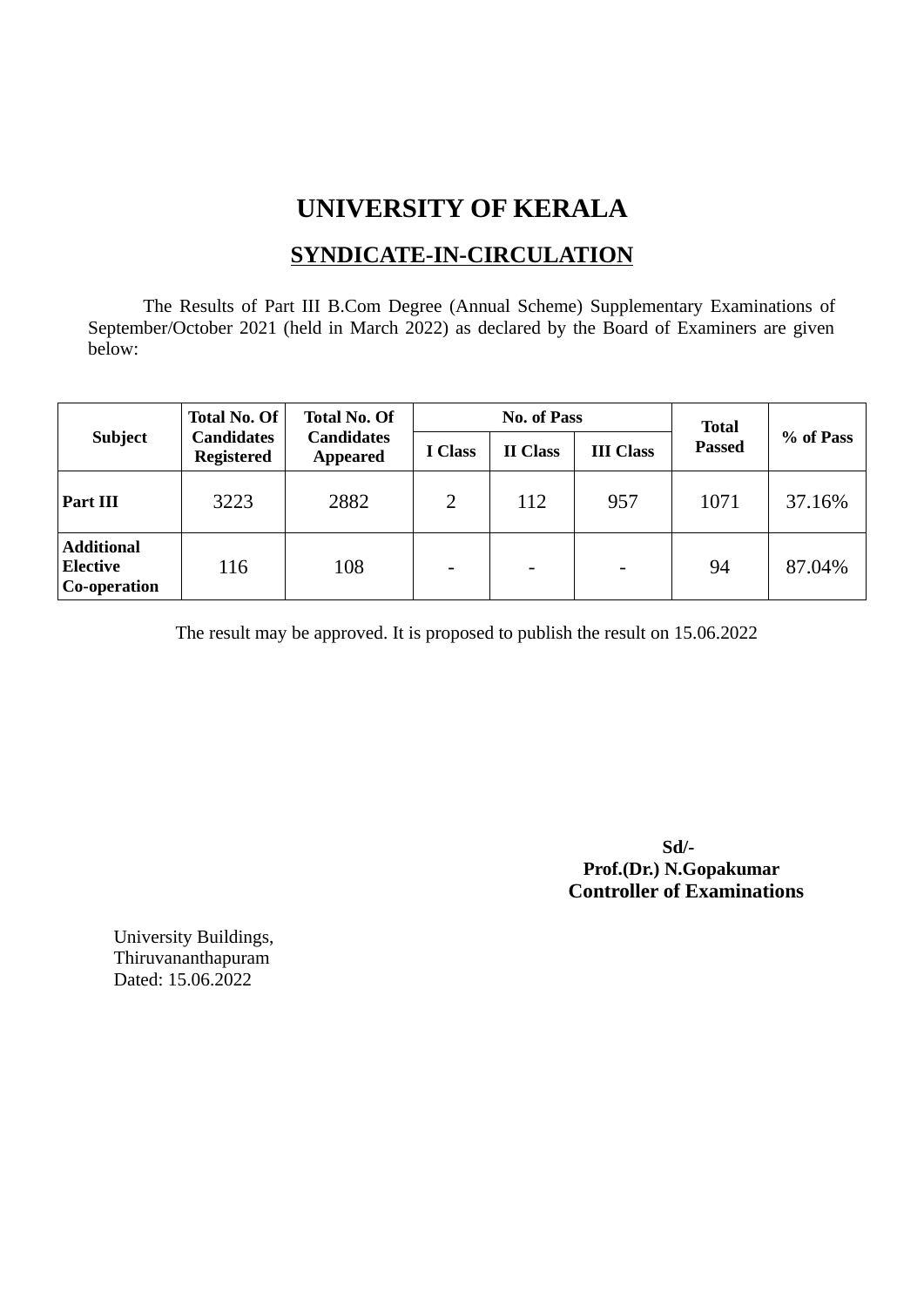# UNIVERSITY OF KERALA

## SYNDICATE-IN-CIRCULATION

The Results of Part III B.Com Degree (Annual Scheme) Supplementary Examinations of September/October 2021 (held in March 2022) as declared by the Board of Examiners are given below:

| Subject | Total No. Of Candidates Registered | Total No. Of Candidates Appeared | No. of Pass | | | Total Passed | % of Pass |
|---|---|---|---|---|---|---|---|
| | | | I Class | II Class | III Class | | |
| **Part III** | 3223 | 2882 | 2 | 112 | 957 | 1071 | 37.16% |
| **Additional Elective Co-operation** | 116 | 108 | - | - | - | 94 | 87.04% |

The result may be approved. It is proposed to publish the result on 15.06.2022

**Sd/-**
**Prof.(Dr.) N.Gopakumar**
**Controller of Examinations**

University Buildings,
Thiruvananthapuram
Dated: 15.06.2022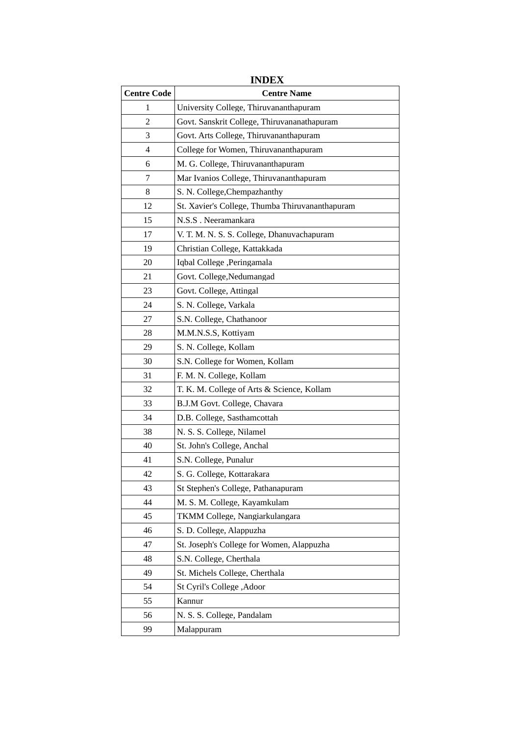# INDEX

| Centre Code | Centre Name |
|---|---|
| 1 | University College, Thiruvananthapuram |
| 2 | Govt. Sanskrit College, Thiruvananathapuram |
| 3 | Govt. Arts College, Thiruvananthapuram |
| 4 | College for Women, Thiruvananthapuram |
| 6 | M. G. College, Thiruvananthapuram |
| 7 | Mar Ivanios College, Thiruvananthapuram |
| 8 | S. N. College,Chempazhanthy |
| 12 | St. Xavier's College, Thumba Thiruvananthapuram |
| 15 | N.S.S . Neeramankara |
| 17 | V. T. M. N. S. S. College, Dhanuvachapuram |
| 19 | Christian College, Kattakkada |
| 20 | Iqbal College ,Peringamala |
| 21 | Govt. College,Nedumangad |
| 23 | Govt. College, Attingal |
| 24 | S. N. College, Varkala |
| 27 | S.N. College, Chathanoor |
| 28 | M.M.N.S.S, Kottiyam |
| 29 | S. N. College, Kollam |
| 30 | S.N. College for Women, Kollam |
| 31 | F. M. N. College, Kollam |
| 32 | T. K. M. College of Arts & Science, Kollam |
| 33 | B.J.M Govt. College, Chavara |
| 34 | D.B. College, Sasthamcottah |
| 38 | N. S. S. College, Nilamel |
| 40 | St. John's College, Anchal |
| 41 | S.N. College, Punalur |
| 42 | S. G. College, Kottarakara |
| 43 | St Stephen's College, Pathanapuram |
| 44 | M. S. M. College, Kayamkulam |
| 45 | TKMM College, Nangiarkulangara |
| 46 | S. D. College, Alappuzha |
| 47 | St. Joseph's College for Women, Alappuzha |
| 48 | S.N. College, Cherthala |
| 49 | St. Michels College, Cherthala |
| 54 | St Cyril's College ,Adoor |
| 55 | Kannur |
| 56 | N. S. S. College, Pandalam |
| 99 | Malappuram |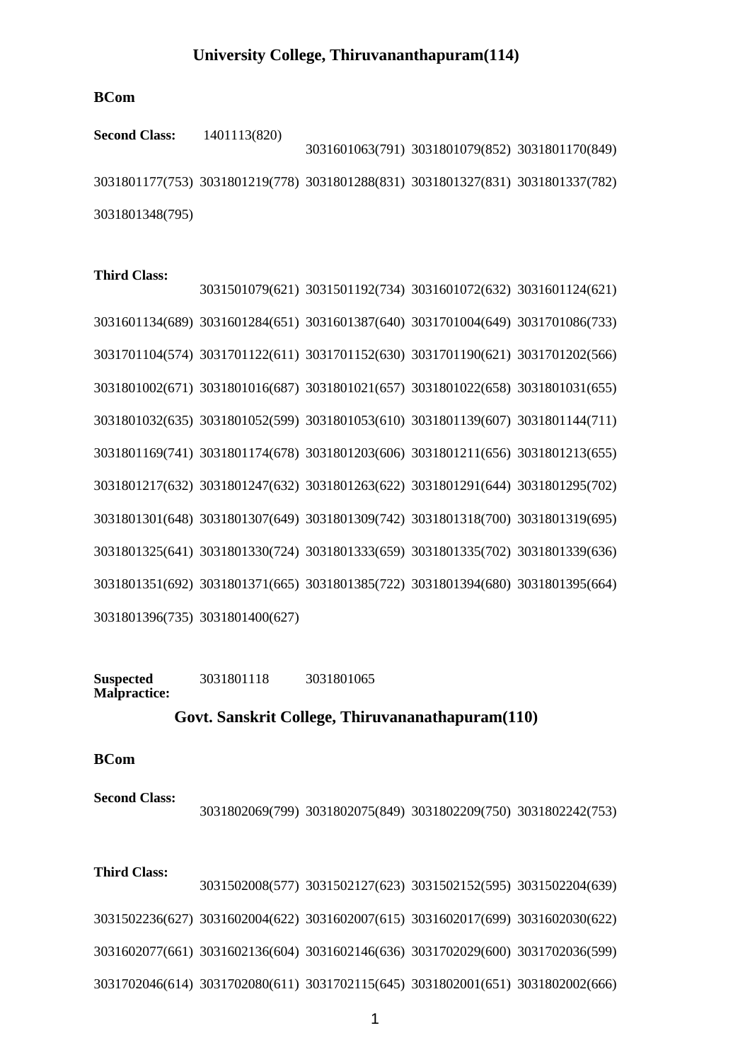## University College, Thiruvananthapuram(114)

**BCom**

**Second Class:** 1401113(820) 3031601063(791) 3031801079(852) 3031801170(849) 3031801177(753) 3031801219(778) 3031801288(831) 3031801327(831) 3031801337(782) 3031801348(795)

**Third Class:** 3031501079(621) 3031501192(734) 3031601072(632) 3031601124(621) 3031601134(689) 3031601284(651) 3031601387(640) 3031701004(649) 3031701086(733) 3031701104(574) 3031701122(611) 3031701152(630) 3031701190(621) 3031701202(566) 3031801002(671) 3031801016(687) 3031801021(657) 3031801022(658) 3031801031(655) 3031801032(635) 3031801052(599) 3031801053(610) 3031801139(607) 3031801144(711) 3031801169(741) 3031801174(678) 3031801203(606) 3031801211(656) 3031801213(655) 3031801217(632) 3031801247(632) 3031801263(622) 3031801291(644) 3031801295(702) 3031801301(648) 3031801307(649) 3031801309(742) 3031801318(700) 3031801319(695) 3031801325(641) 3031801330(724) 3031801333(659) 3031801335(702) 3031801339(636) 3031801351(692) 3031801371(665) 3031801385(722) 3031801394(680) 3031801395(664) 3031801396(735) 3031801400(627)

**Suspected Malpractice:** 3031801118 3031801065

## Govt. Sanskrit College, Thiruvananathapuram(110)

**BCom**

**Second Class:** 3031802069(799) 3031802075(849) 3031802209(750) 3031802242(753)

**Third Class:** 3031502008(577) 3031502127(623) 3031502152(595) 3031502204(639) 3031502236(627) 3031602004(622) 3031602007(615) 3031602017(699) 3031602030(622) 3031602077(661) 3031602136(604) 3031602146(636) 3031702029(600) 3031702036(599) 3031702046(614) 3031702080(611) 3031702115(645) 3031802001(651) 3031802002(666)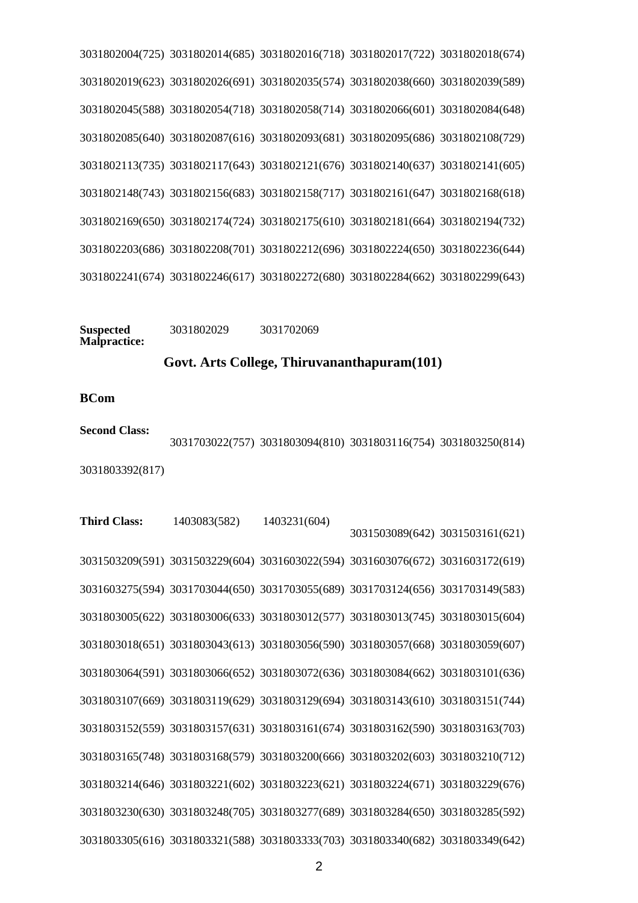3031802004(725) 3031802014(685) 3031802016(718) 3031802017(722) 3031802018(674)

3031802019(623) 3031802026(691) 3031802035(574) 3031802038(660) 3031802039(589)

3031802045(588) 3031802054(718) 3031802058(714) 3031802066(601) 3031802084(648)

3031802085(640) 3031802087(616) 3031802093(681) 3031802095(686) 3031802108(729)

3031802113(735) 3031802117(643) 3031802121(676) 3031802140(637) 3031802141(605)

3031802148(743) 3031802156(683) 3031802158(717) 3031802161(647) 3031802168(618)

3031802169(650) 3031802174(724) 3031802175(610) 3031802181(664) 3031802194(732)

3031802203(686) 3031802208(701) 3031802212(696) 3031802224(650) 3031802236(644)

3031802241(674) 3031802246(617) 3031802272(680) 3031802284(662) 3031802299(643)

**Suspected Malpractice:** 3031802029 3031702069

## Govt. Arts College, Thiruvananthapuram(101)

**BCom**

**Second Class:**

3031703022(757) 3031803094(810) 3031803116(754) 3031803250(814)

3031803392(817)

**Third Class:** 1403083(582) 1403231(604) 3031503089(642) 3031503161(621)

3031503209(591) 3031503229(604) 3031603022(594) 3031603076(672) 3031603172(619)

3031603275(594) 3031703044(650) 3031703055(689) 3031703124(656) 3031703149(583)

3031803005(622) 3031803006(633) 3031803012(577) 3031803013(745) 3031803015(604)

3031803018(651) 3031803043(613) 3031803056(590) 3031803057(668) 3031803059(607)

3031803064(591) 3031803066(652) 3031803072(636) 3031803084(662) 3031803101(636)

3031803107(669) 3031803119(629) 3031803129(694) 3031803143(610) 3031803151(744)

3031803152(559) 3031803157(631) 3031803161(674) 3031803162(590) 3031803163(703)

3031803165(748) 3031803168(579) 3031803200(666) 3031803202(603) 3031803210(712)

3031803214(646) 3031803221(602) 3031803223(621) 3031803224(671) 3031803229(676)

3031803230(630) 3031803248(705) 3031803277(689) 3031803284(650) 3031803285(592)

3031803305(616) 3031803321(588) 3031803333(703) 3031803340(682) 3031803349(642)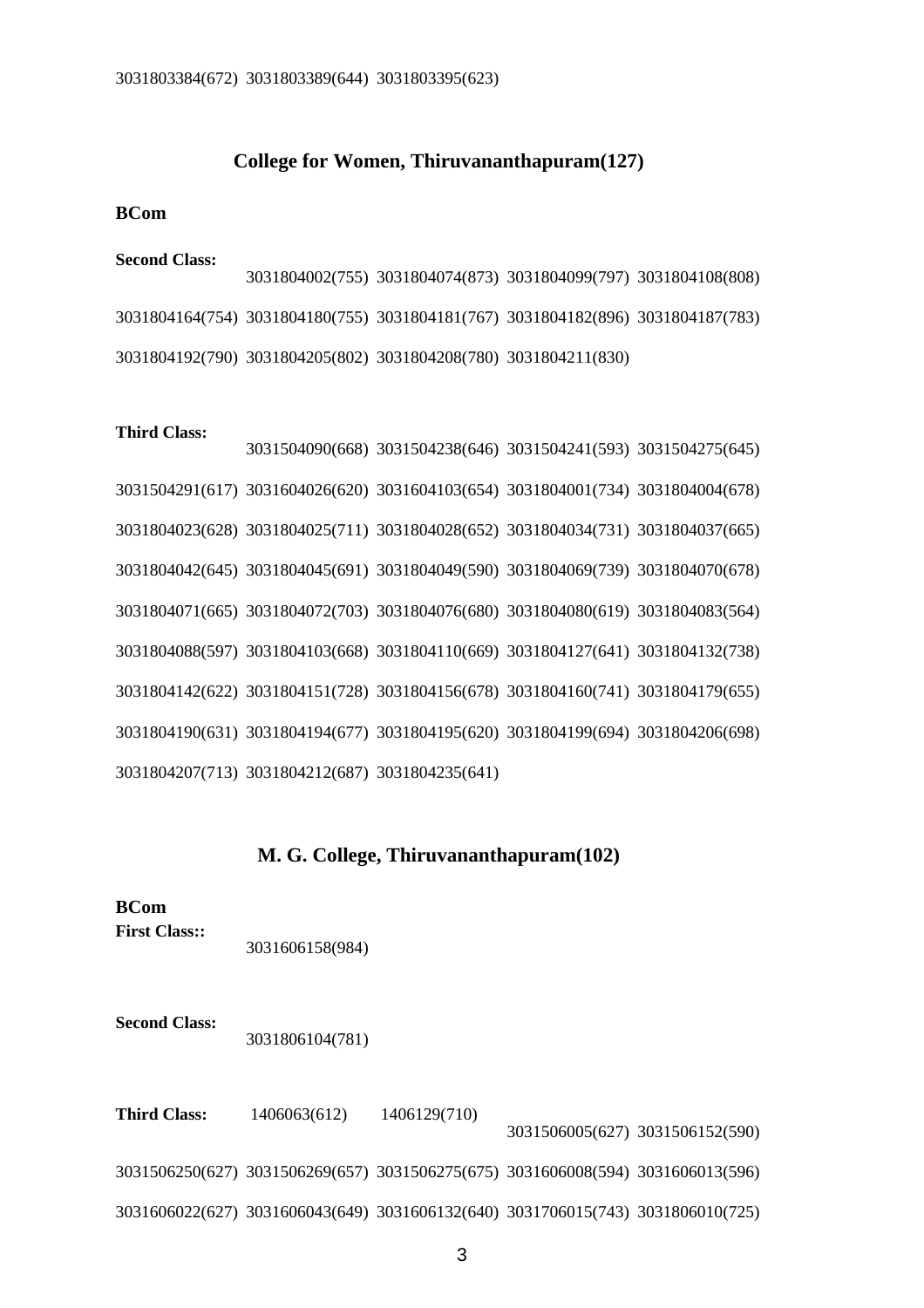3031803384(672) 3031803389(644) 3031803395(623)

## College for Women, Thiruvananthapuram(127)

**BCom**

**Second Class:**

3031804002(755) 3031804074(873) 3031804099(797) 3031804108(808) 3031804164(754) 3031804180(755) 3031804181(767) 3031804182(896) 3031804187(783) 3031804192(790) 3031804205(802) 3031804208(780) 3031804211(830)

**Third Class:**

3031504090(668) 3031504238(646) 3031504241(593) 3031504275(645) 3031504291(617) 3031604026(620) 3031604103(654) 3031804001(734) 3031804004(678) 3031804023(628) 3031804025(711) 3031804028(652) 3031804034(731) 3031804037(665) 3031804042(645) 3031804045(691) 3031804049(590) 3031804069(739) 3031804070(678) 3031804071(665) 3031804072(703) 3031804076(680) 3031804080(619) 3031804083(564) 3031804088(597) 3031804103(668) 3031804110(669) 3031804127(641) 3031804132(738) 3031804142(622) 3031804151(728) 3031804156(678) 3031804160(741) 3031804179(655) 3031804190(631) 3031804194(677) 3031804195(620) 3031804199(694) 3031804206(698) 3031804207(713) 3031804212(687) 3031804235(641)

## M. G. College, Thiruvananthapuram(102)

**BCom**

**First Class::**

3031606158(984)

**Second Class:**

3031806104(781)

**Third Class:**

1406063(612) 1406129(710) 3031506005(627) 3031506152(590) 3031506250(627) 3031506269(657) 3031506275(675) 3031606008(594) 3031606013(596) 3031606022(627) 3031606043(649) 3031606132(640) 3031706015(743) 3031806010(725)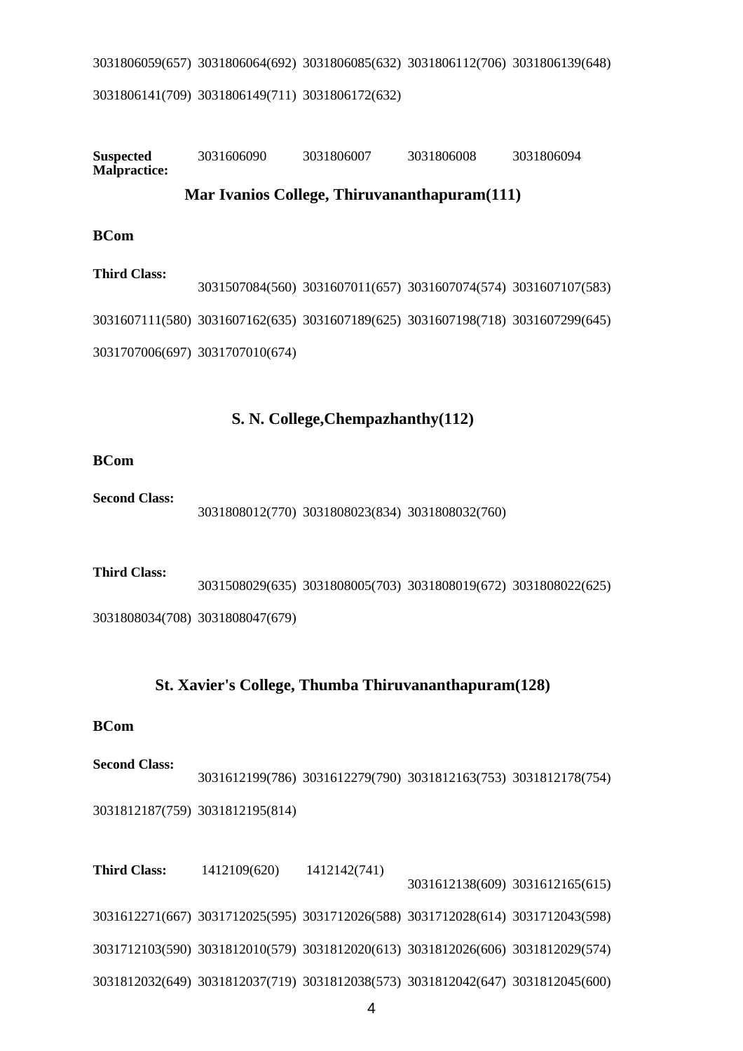3031806059(657) 3031806064(692) 3031806085(632) 3031806112(706) 3031806139(648)

3031806141(709) 3031806149(711) 3031806172(632)

**Suspected Malpractice:** 3031606090 3031806007 3031806008 3031806094

## Mar Ivanios College, Thiruvananthapuram(111)

**BCom**

**Third Class:**

3031507084(560) 3031607011(657) 3031607074(574) 3031607107(583)

3031607111(580) 3031607162(635) 3031607189(625) 3031607198(718) 3031607299(645)

3031707006(697) 3031707010(674)

## S. N. College,Chempazhanthy(112)

**BCom**

**Second Class:**

3031808012(770) 3031808023(834) 3031808032(760)

**Third Class:**

3031508029(635) 3031808005(703) 3031808019(672) 3031808022(625)

3031808034(708) 3031808047(679)

## St. Xavier's College, Thumba Thiruvananthapuram(128)

**BCom**

**Second Class:**

3031612199(786) 3031612279(790) 3031812163(753) 3031812178(754)

3031812187(759) 3031812195(814)

**Third Class:** 1412109(620) 1412142(741)

3031612138(609) 3031612165(615)

3031612271(667) 3031712025(595) 3031712026(588) 3031712028(614) 3031712043(598)

3031712103(590) 3031812010(579) 3031812020(613) 3031812026(606) 3031812029(574)

3031812032(649) 3031812037(719) 3031812038(573) 3031812042(647) 3031812045(600)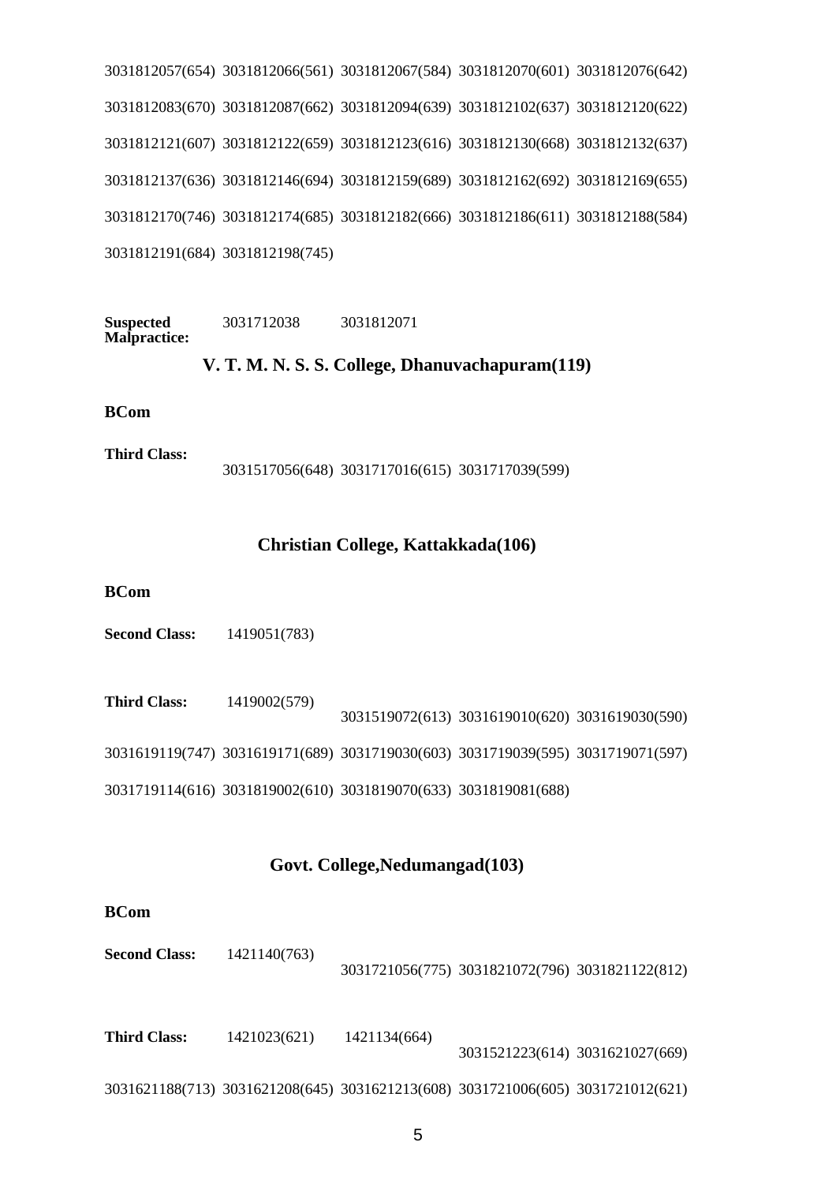3031812057(654) 3031812066(561) 3031812067(584) 3031812070(601) 3031812076(642)

3031812083(670) 3031812087(662) 3031812094(639) 3031812102(637) 3031812120(622)

3031812121(607) 3031812122(659) 3031812123(616) 3031812130(668) 3031812132(637)

3031812137(636) 3031812146(694) 3031812159(689) 3031812162(692) 3031812169(655)

3031812170(746) 3031812174(685) 3031812182(666) 3031812186(611) 3031812188(584)

3031812191(684) 3031812198(745)

**Suspected Malpractice:** 3031712038 3031812071

## V. T. M. N. S. S. College, Dhanuvachapuram(119)

**BCom**

**Third Class:** 3031517056(648) 3031717016(615) 3031717039(599)

## Christian College, Kattakkada(106)

**BCom**

**Second Class:** 1419051(783)

**Third Class:** 1419002(579) 3031519072(613) 3031619010(620) 3031619030(590)

3031619119(747) 3031619171(689) 3031719030(603) 3031719039(595) 3031719071(597)

3031719114(616) 3031819002(610) 3031819070(633) 3031819081(688)

## Govt. College,Nedumangad(103)

**BCom**

**Second Class:** 1421140(763) 3031721056(775) 3031821072(796) 3031821122(812)

**Third Class:** 1421023(621) 1421134(664) 3031521223(614) 3031621027(669)

3031621188(713) 3031621208(645) 3031621213(608) 3031721006(605) 3031721012(621)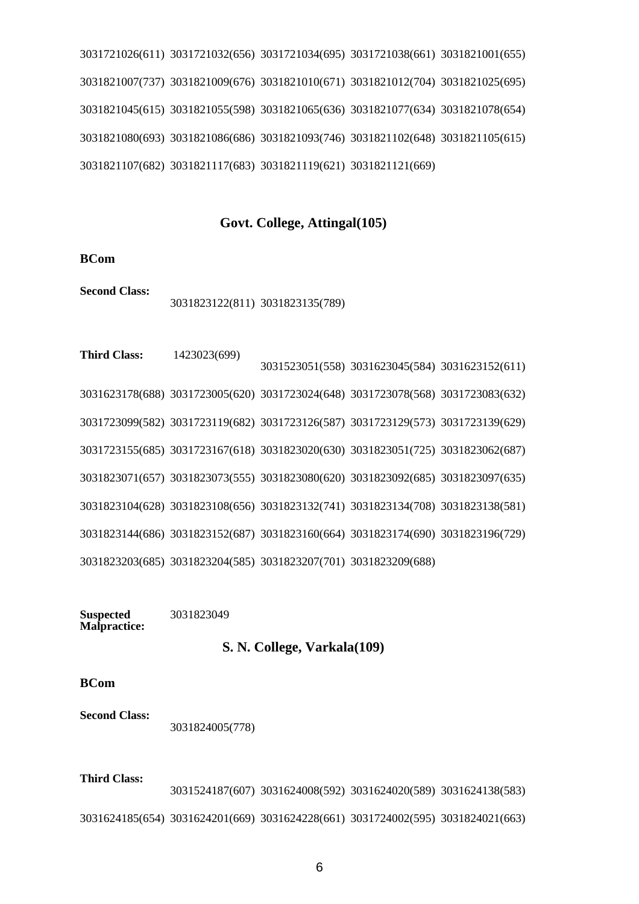3031721026(611) 3031721032(656) 3031721034(695) 3031721038(661) 3031821001(655)

3031821007(737) 3031821009(676) 3031821010(671) 3031821012(704) 3031821025(695)

3031821045(615) 3031821055(598) 3031821065(636) 3031821077(634) 3031821078(654)

3031821080(693) 3031821086(686) 3031821093(746) 3031821102(648) 3031821105(615)

3031821107(682) 3031821117(683) 3031821119(621) 3031821121(669)

## Govt. College, Attingal(105)

**BCom**

**Second Class:** 3031823122(811) 3031823135(789)

**Third Class:** 1423023(699) 3031523051(558) 3031623045(584) 3031623152(611)

3031623178(688) 3031723005(620) 3031723024(648) 3031723078(568) 3031723083(632)

3031723099(582) 3031723119(682) 3031723126(587) 3031723129(573) 3031723139(629)

3031723155(685) 3031723167(618) 3031823020(630) 3031823051(725) 3031823062(687)

3031823071(657) 3031823073(555) 3031823080(620) 3031823092(685) 3031823097(635)

3031823104(628) 3031823108(656) 3031823132(741) 3031823134(708) 3031823138(581)

3031823144(686) 3031823152(687) 3031823160(664) 3031823174(690) 3031823196(729)

3031823203(685) 3031823204(585) 3031823207(701) 3031823209(688)

**Suspected Malpractice:** 3031823049

## S. N. College, Varkala(109)

**BCom**

**Second Class:** 3031824005(778)

**Third Class:** 3031524187(607) 3031624008(592) 3031624020(589) 3031624138(583)

3031624185(654) 3031624201(669) 3031624228(661) 3031724002(595) 3031824021(663)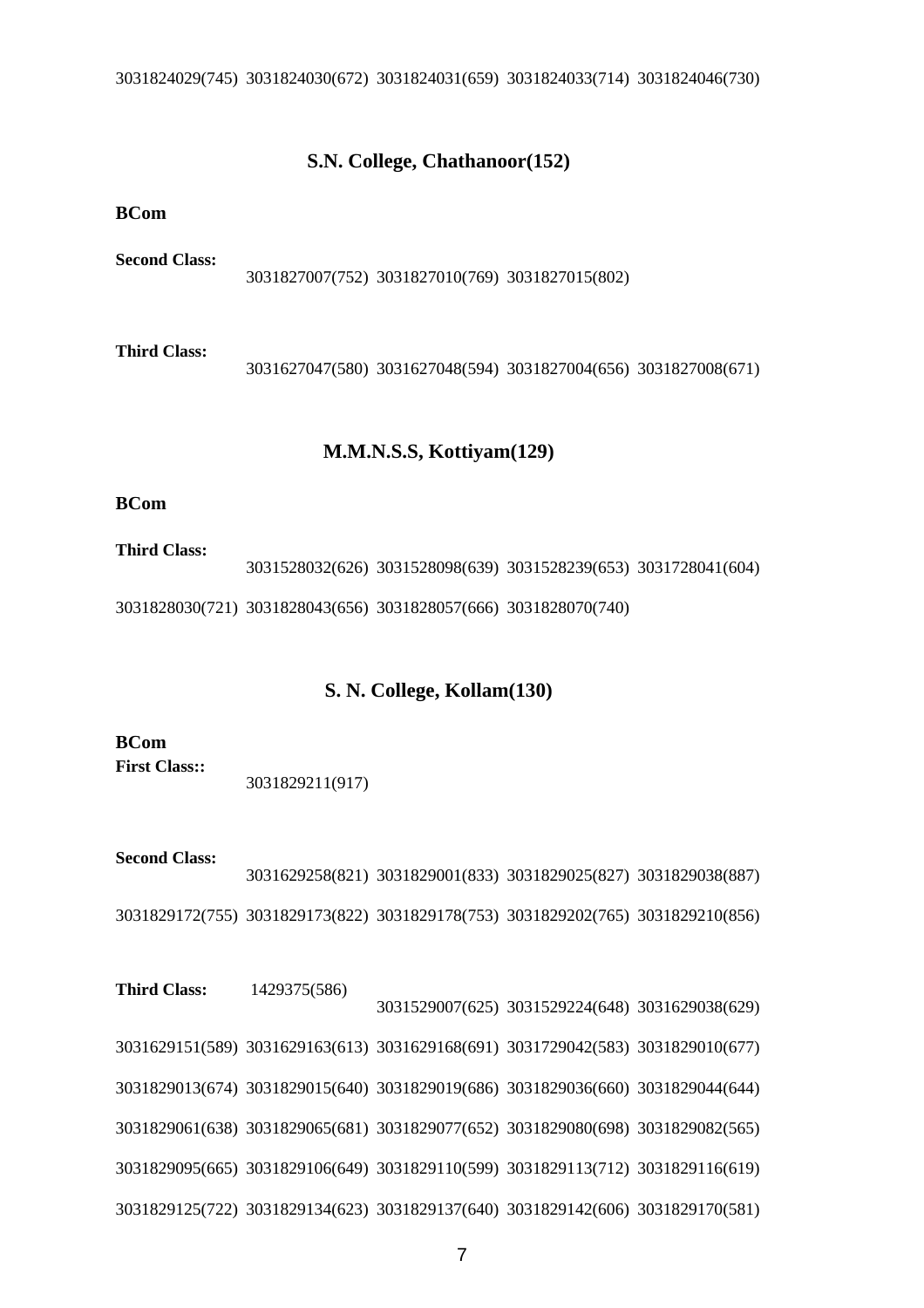3031824029(745) 3031824030(672) 3031824031(659) 3031824033(714) 3031824046(730)

## S.N. College, Chathanoor(152)

**BCom**

**Second Class:**

3031827007(752) 3031827010(769) 3031827015(802)

**Third Class:**

3031627047(580) 3031627048(594) 3031827004(656) 3031827008(671)

## M.M.N.S.S, Kottiyam(129)

**BCom**

**Third Class:**

3031528032(626) 3031528098(639) 3031528239(653) 3031728041(604)
3031828030(721) 3031828043(656) 3031828057(666) 3031828070(740)

## S. N. College, Kollam(130)

**BCom**

**First Class::**

3031829211(917)

**Second Class:**

3031629258(821) 3031829001(833) 3031829025(827) 3031829038(887)
3031829172(755) 3031829173(822) 3031829178(753) 3031829202(765) 3031829210(856)

**Third Class:** 1429375(586)

3031529007(625) 3031529224(648) 3031629038(629)
3031629151(589) 3031629163(613) 3031629168(691) 3031729042(583) 3031829010(677)
3031829013(674) 3031829015(640) 3031829019(686) 3031829036(660) 3031829044(644)
3031829061(638) 3031829065(681) 3031829077(652) 3031829080(698) 3031829082(565)
3031829095(665) 3031829106(649) 3031829110(599) 3031829113(712) 3031829116(619)
3031829125(722) 3031829134(623) 3031829137(640) 3031829142(606) 3031829170(581)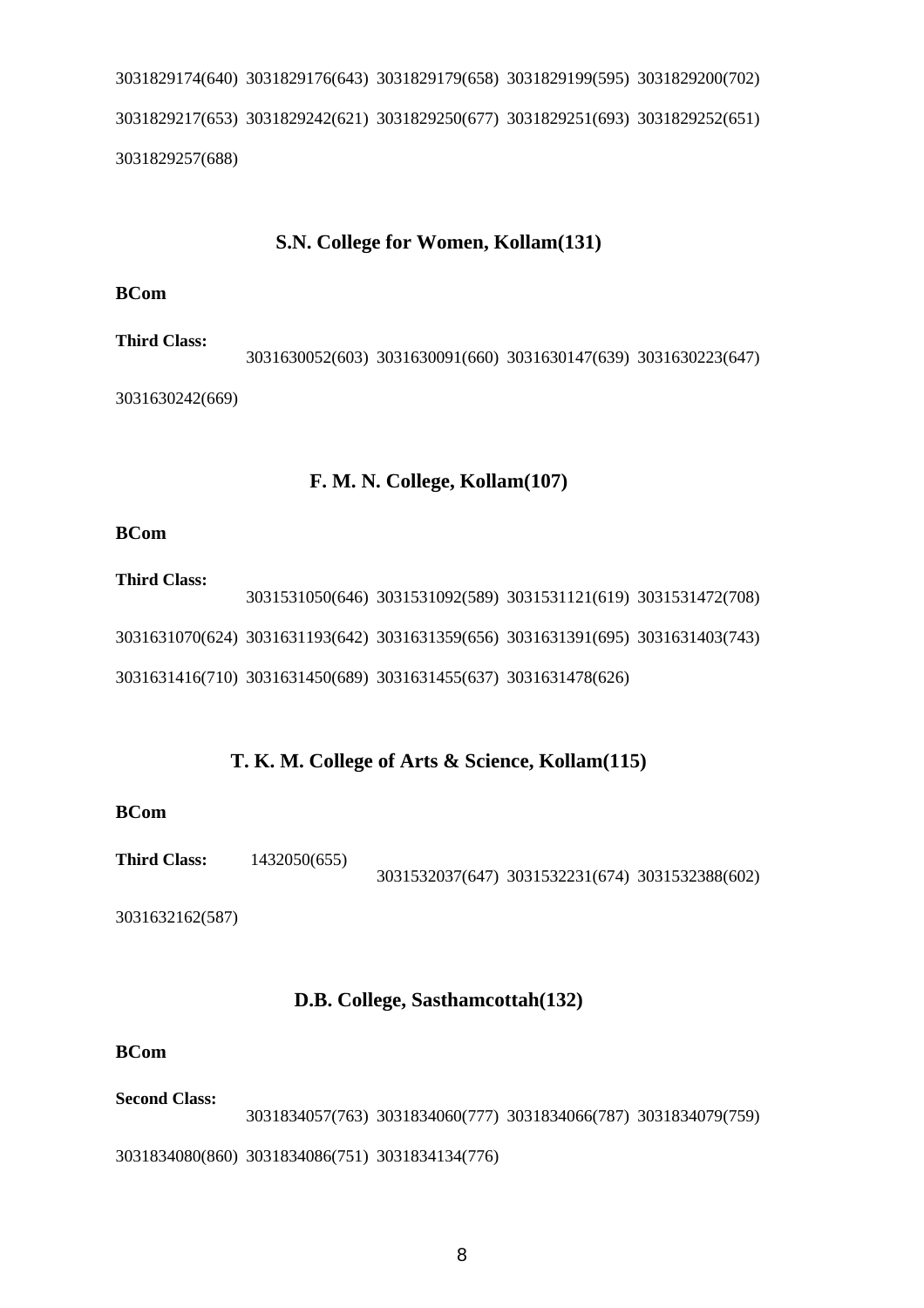3031829174(640) 3031829176(643) 3031829179(658) 3031829199(595) 3031829200(702)
3031829217(653) 3031829242(621) 3031829250(677) 3031829251(693) 3031829252(651)
3031829257(688)

### S.N. College for Women, Kollam(131)

**BCom**

**Third Class:** 3031630052(603) 3031630091(660) 3031630147(639) 3031630223(647)
3031630242(669)

### F. M. N. College, Kollam(107)

**BCom**

**Third Class:** 3031531050(646) 3031531092(589) 3031531121(619) 3031531472(708)
3031631070(624) 3031631193(642) 3031631359(656) 3031631391(695) 3031631403(743)
3031631416(710) 3031631450(689) 3031631455(637) 3031631478(626)

### T. K. M. College of Arts & Science, Kollam(115)

**BCom**

**Third Class:** 1432050(655) 3031532037(647) 3031532231(674) 3031532388(602)
3031632162(587)

### D.B. College, Sasthamcottah(132)

**BCom**

**Second Class:** 3031834057(763) 3031834060(777) 3031834066(787) 3031834079(759)
3031834080(860) 3031834086(751) 3031834134(776)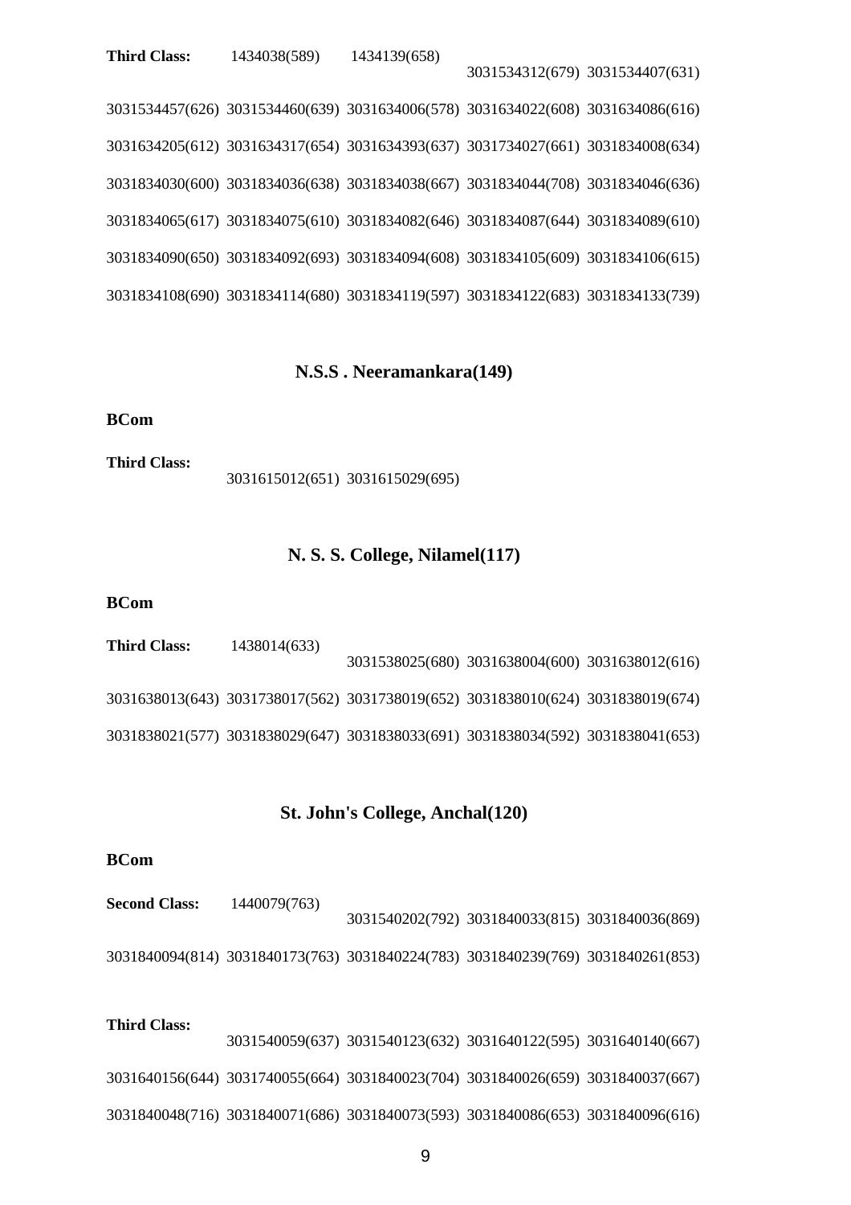**Third Class:** 1434038(589) 1434139(658) 3031534312(679) 3031534407(631) 3031534457(626) 3031534460(639) 3031634006(578) 3031634022(608) 3031634086(616) 3031634205(612) 3031634317(654) 3031634393(637) 3031734027(661) 3031834008(634) 3031834030(600) 3031834036(638) 3031834038(667) 3031834044(708) 3031834046(636) 3031834065(617) 3031834075(610) 3031834082(646) 3031834087(644) 3031834089(610) 3031834090(650) 3031834092(693) 3031834094(608) 3031834105(609) 3031834106(615) 3031834108(690) 3031834114(680) 3031834119(597) 3031834122(683) 3031834133(739)

## N.S.S . Neeramankara(149)

**BCom**

**Third Class:** 3031615012(651) 3031615029(695)

## N. S. S. College, Nilamel(117)

**BCom**

**Third Class:** 1438014(633) 3031538025(680) 3031638004(600) 3031638012(616) 3031638013(643) 3031738017(562) 3031738019(652) 3031838010(624) 3031838019(674) 3031838021(577) 3031838029(647) 3031838033(691) 3031838034(592) 3031838041(653)

## St. John's College, Anchal(120)

**BCom**

**Second Class:** 1440079(763) 3031540202(792) 3031840033(815) 3031840036(869) 3031840094(814) 3031840173(763) 3031840224(783) 3031840239(769) 3031840261(853)

**Third Class:** 3031540059(637) 3031540123(632) 3031640122(595) 3031640140(667) 3031640156(644) 3031740055(664) 3031840023(704) 3031840026(659) 3031840037(667) 3031840048(716) 3031840071(686) 3031840073(593) 3031840086(653) 3031840096(616)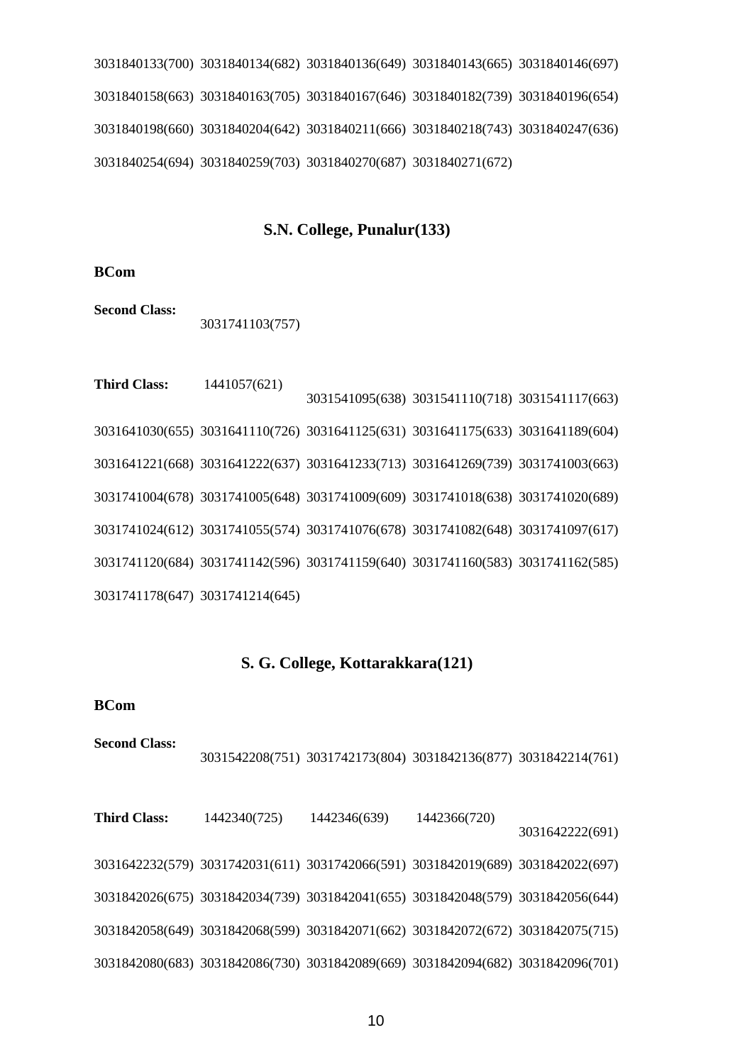3031840133(700) 3031840134(682) 3031840136(649) 3031840143(665) 3031840146(697)

3031840158(663) 3031840163(705) 3031840167(646) 3031840182(739) 3031840196(654)

3031840198(660) 3031840204(642) 3031840211(666) 3031840218(743) 3031840247(636)

3031840254(694) 3031840259(703) 3031840270(687) 3031840271(672)

## S.N. College, Punalur(133)

**BCom**

**Second Class:** 3031741103(757)

**Third Class:** 1441057(621) 3031541095(638) 3031541110(718) 3031541117(663)

3031641030(655) 3031641110(726) 3031641125(631) 3031641175(633) 3031641189(604)

3031641221(668) 3031641222(637) 3031641233(713) 3031641269(739) 3031741003(663)

3031741004(678) 3031741005(648) 3031741009(609) 3031741018(638) 3031741020(689)

3031741024(612) 3031741055(574) 3031741076(678) 3031741082(648) 3031741097(617)

3031741120(684) 3031741142(596) 3031741159(640) 3031741160(583) 3031741162(585)

3031741178(647) 3031741214(645)

## S. G. College, Kottarakkara(121)

**BCom**

**Second Class:** 3031542208(751) 3031742173(804) 3031842136(877) 3031842214(761)

**Third Class:** 1442340(725) 1442346(639) 1442366(720) 3031642222(691)

3031642232(579) 3031742031(611) 3031742066(591) 3031842019(689) 3031842022(697)

3031842026(675) 3031842034(739) 3031842041(655) 3031842048(579) 3031842056(644)

3031842058(649) 3031842068(599) 3031842071(662) 3031842072(672) 3031842075(715)

3031842080(683) 3031842086(730) 3031842089(669) 3031842094(682) 3031842096(701)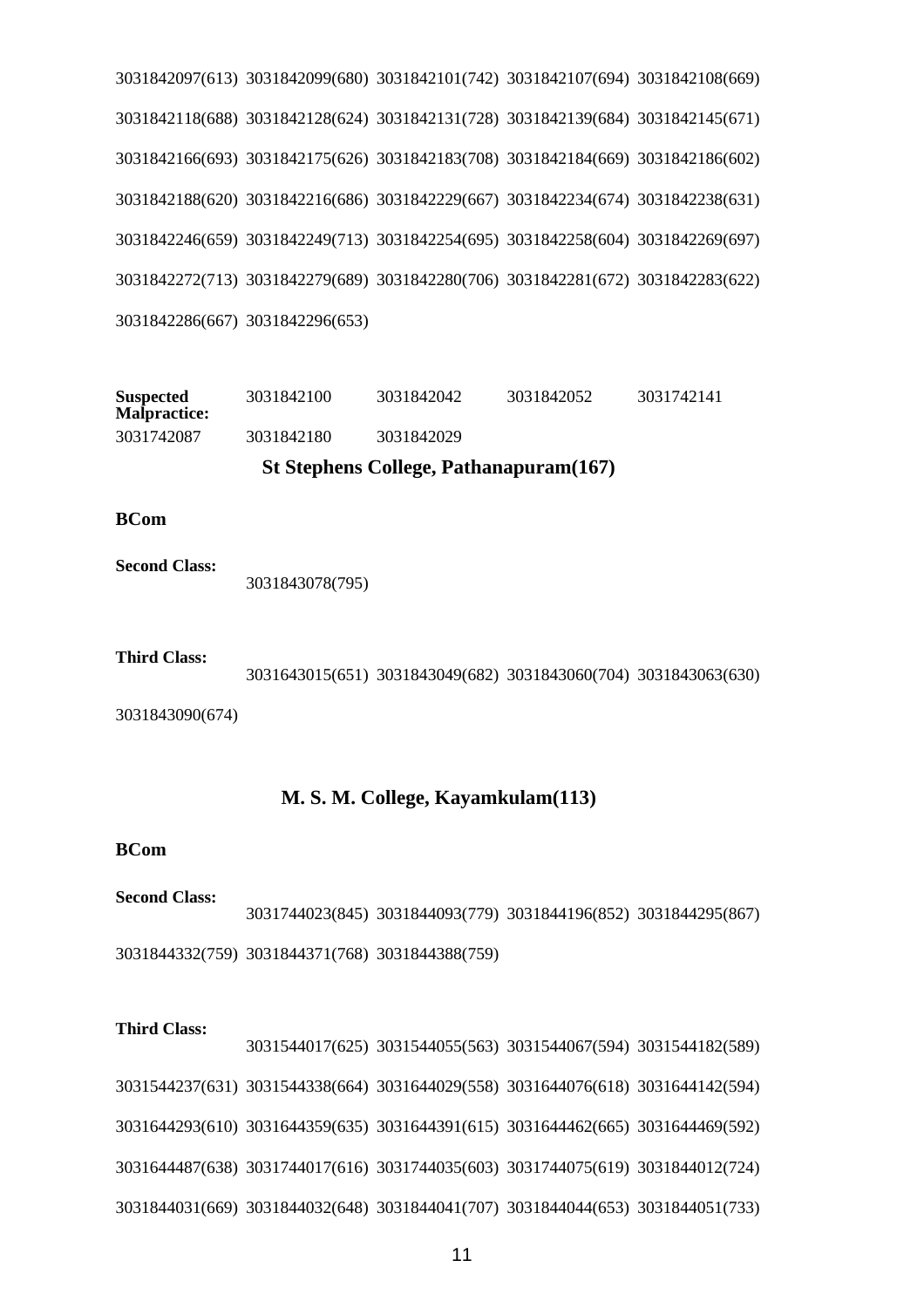3031842097(613) 3031842099(680) 3031842101(742) 3031842107(694) 3031842108(669)

3031842118(688) 3031842128(624) 3031842131(728) 3031842139(684) 3031842145(671)

3031842166(693) 3031842175(626) 3031842183(708) 3031842184(669) 3031842186(602)

3031842188(620) 3031842216(686) 3031842229(667) 3031842234(674) 3031842238(631)

3031842246(659) 3031842249(713) 3031842254(695) 3031842258(604) 3031842269(697)

3031842272(713) 3031842279(689) 3031842280(706) 3031842281(672) 3031842283(622)

3031842286(667) 3031842296(653)

**Suspected Malpractice:** 3031842100 3031842042 3031842052 3031742141 3031742087 3031842180 3031842029

## St Stephens College, Pathanapuram(167)

**BCom**

**Second Class:**

3031843078(795)

**Third Class:**

3031643015(651) 3031843049(682) 3031843060(704) 3031843063(630)

3031843090(674)

## M. S. M. College, Kayamkulam(113)

**BCom**

**Second Class:**

3031744023(845) 3031844093(779) 3031844196(852) 3031844295(867)

3031844332(759) 3031844371(768) 3031844388(759)

**Third Class:**

3031544017(625) 3031544055(563) 3031544067(594) 3031544182(589)

3031544237(631) 3031544338(664) 3031644029(558) 3031644076(618) 3031644142(594)

3031644293(610) 3031644359(635) 3031644391(615) 3031644462(665) 3031644469(592)

3031644487(638) 3031744017(616) 3031744035(603) 3031744075(619) 3031844012(724)

3031844031(669) 3031844032(648) 3031844041(707) 3031844044(653) 3031844051(733)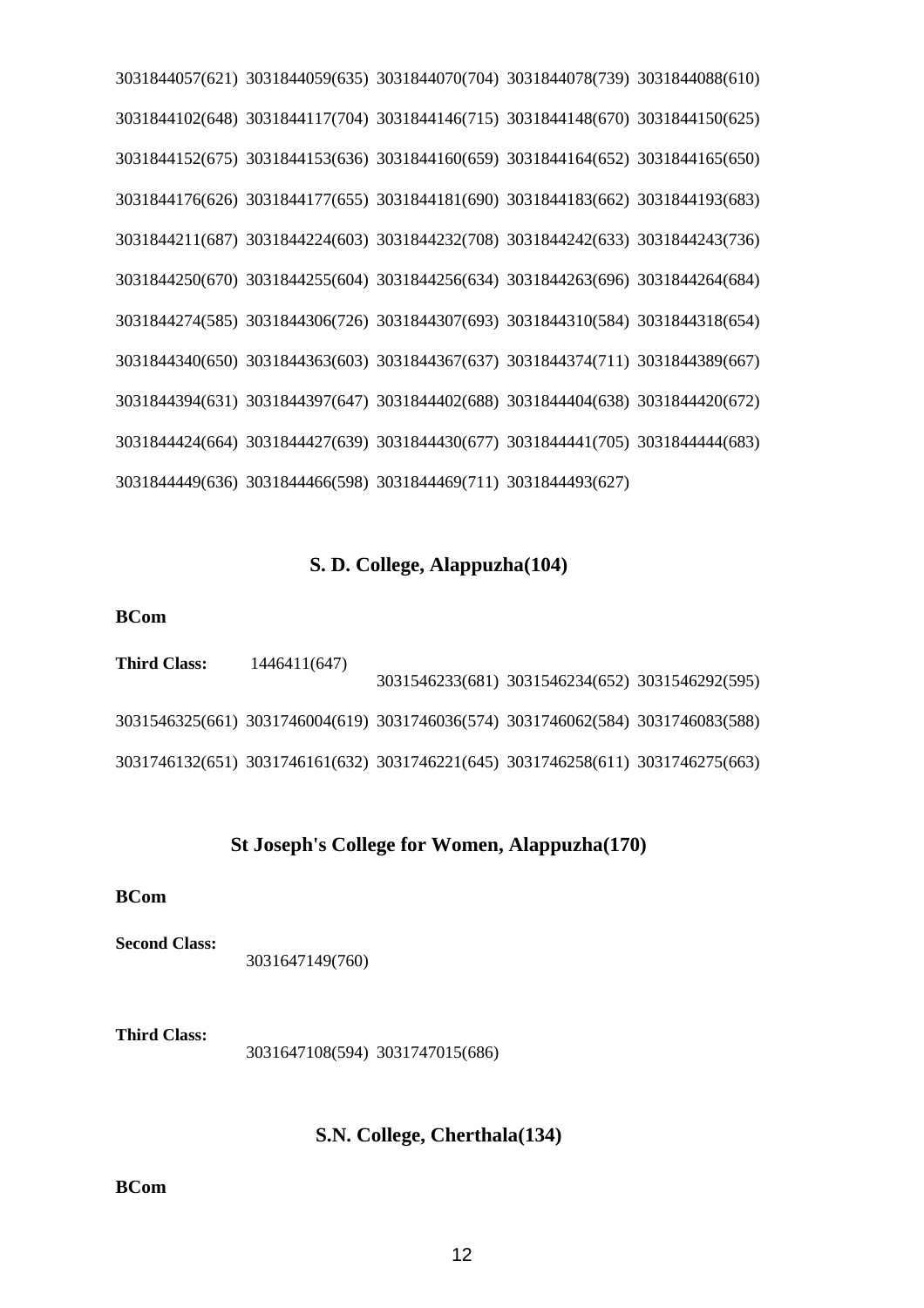3031844057(621) 3031844059(635) 3031844070(704) 3031844078(739) 3031844088(610)

3031844102(648) 3031844117(704) 3031844146(715) 3031844148(670) 3031844150(625)

3031844152(675) 3031844153(636) 3031844160(659) 3031844164(652) 3031844165(650)

3031844176(626) 3031844177(655) 3031844181(690) 3031844183(662) 3031844193(683)

3031844211(687) 3031844224(603) 3031844232(708) 3031844242(633) 3031844243(736)

3031844250(670) 3031844255(604) 3031844256(634) 3031844263(696) 3031844264(684)

3031844274(585) 3031844306(726) 3031844307(693) 3031844310(584) 3031844318(654)

3031844340(650) 3031844363(603) 3031844367(637) 3031844374(711) 3031844389(667)

3031844394(631) 3031844397(647) 3031844402(688) 3031844404(638) 3031844420(672)

3031844424(664) 3031844427(639) 3031844430(677) 3031844441(705) 3031844444(683)

3031844449(636) 3031844466(598) 3031844469(711) 3031844493(627)

## S. D. College, Alappuzha(104)

**BCom**

**Third Class:** 1446411(647) 3031546233(681) 3031546234(652) 3031546292(595)

3031546325(661) 3031746004(619) 3031746036(574) 3031746062(584) 3031746083(588)

3031746132(651) 3031746161(632) 3031746221(645) 3031746258(611) 3031746275(663)

## St Joseph's College for Women, Alappuzha(170)

**BCom**

**Second Class:**

3031647149(760)

**Third Class:**

3031647108(594) 3031747015(686)

## S.N. College, Cherthala(134)

**BCom**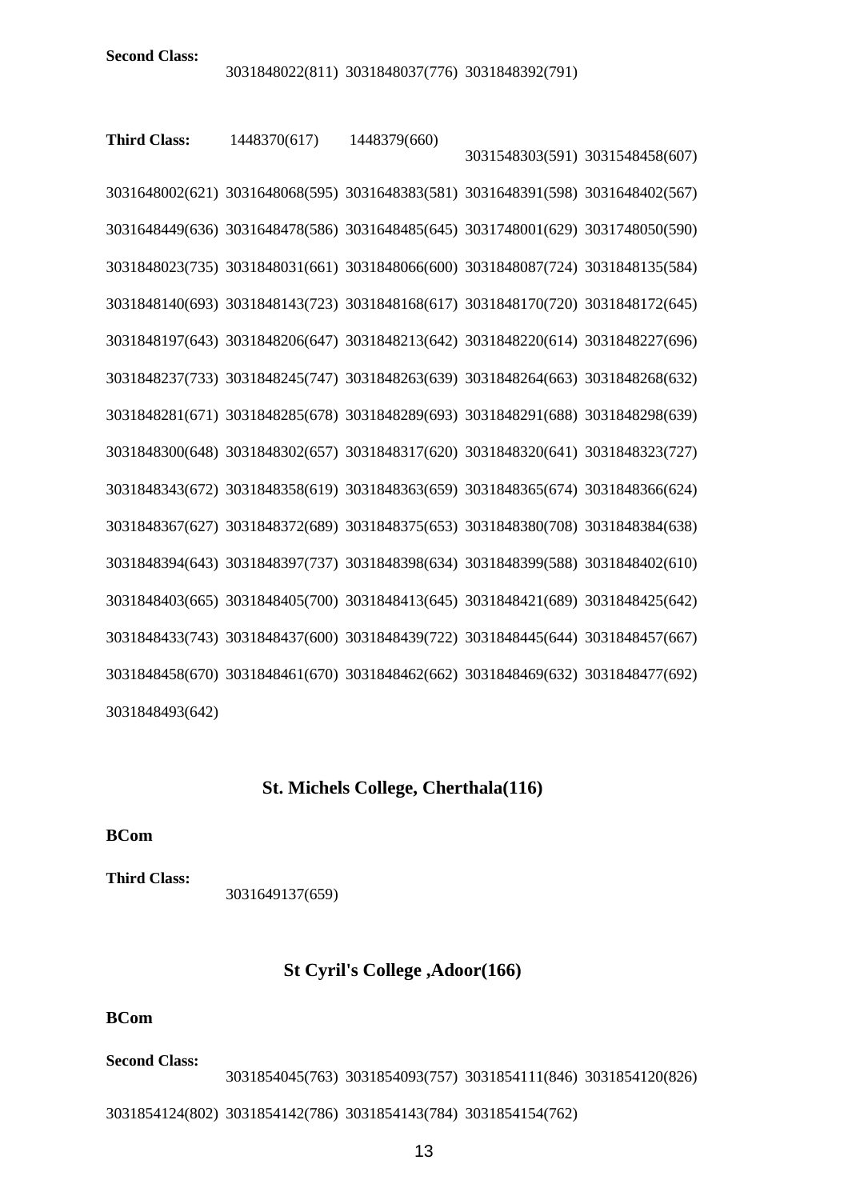**Second Class:**

3031848022(811) 3031848037(776) 3031848392(791)

**Third Class:** 1448370(617) 1448379(660) 3031548303(591) 3031548458(607)

3031648002(621) 3031648068(595) 3031648383(581) 3031648391(598) 3031648402(567)

3031648449(636) 3031648478(586) 3031648485(645) 3031748001(629) 3031748050(590)

3031848023(735) 3031848031(661) 3031848066(600) 3031848087(724) 3031848135(584)

3031848140(693) 3031848143(723) 3031848168(617) 3031848170(720) 3031848172(645)

3031848197(643) 3031848206(647) 3031848213(642) 3031848220(614) 3031848227(696)

3031848237(733) 3031848245(747) 3031848263(639) 3031848264(663) 3031848268(632)

3031848281(671) 3031848285(678) 3031848289(693) 3031848291(688) 3031848298(639)

3031848300(648) 3031848302(657) 3031848317(620) 3031848320(641) 3031848323(727)

3031848343(672) 3031848358(619) 3031848363(659) 3031848365(674) 3031848366(624)

3031848367(627) 3031848372(689) 3031848375(653) 3031848380(708) 3031848384(638)

3031848394(643) 3031848397(737) 3031848398(634) 3031848399(588) 3031848402(610)

3031848403(665) 3031848405(700) 3031848413(645) 3031848421(689) 3031848425(642)

3031848433(743) 3031848437(600) 3031848439(722) 3031848445(644) 3031848457(667)

3031848458(670) 3031848461(670) 3031848462(662) 3031848469(632) 3031848477(692)

3031848493(642)

## St. Michels College, Cherthala(116)

**BCom**

**Third Class:**

3031649137(659)

## St Cyril's College ,Adoor(166)

**BCom**

**Second Class:**

3031854045(763) 3031854093(757) 3031854111(846) 3031854120(826)

3031854124(802) 3031854142(786) 3031854143(784) 3031854154(762)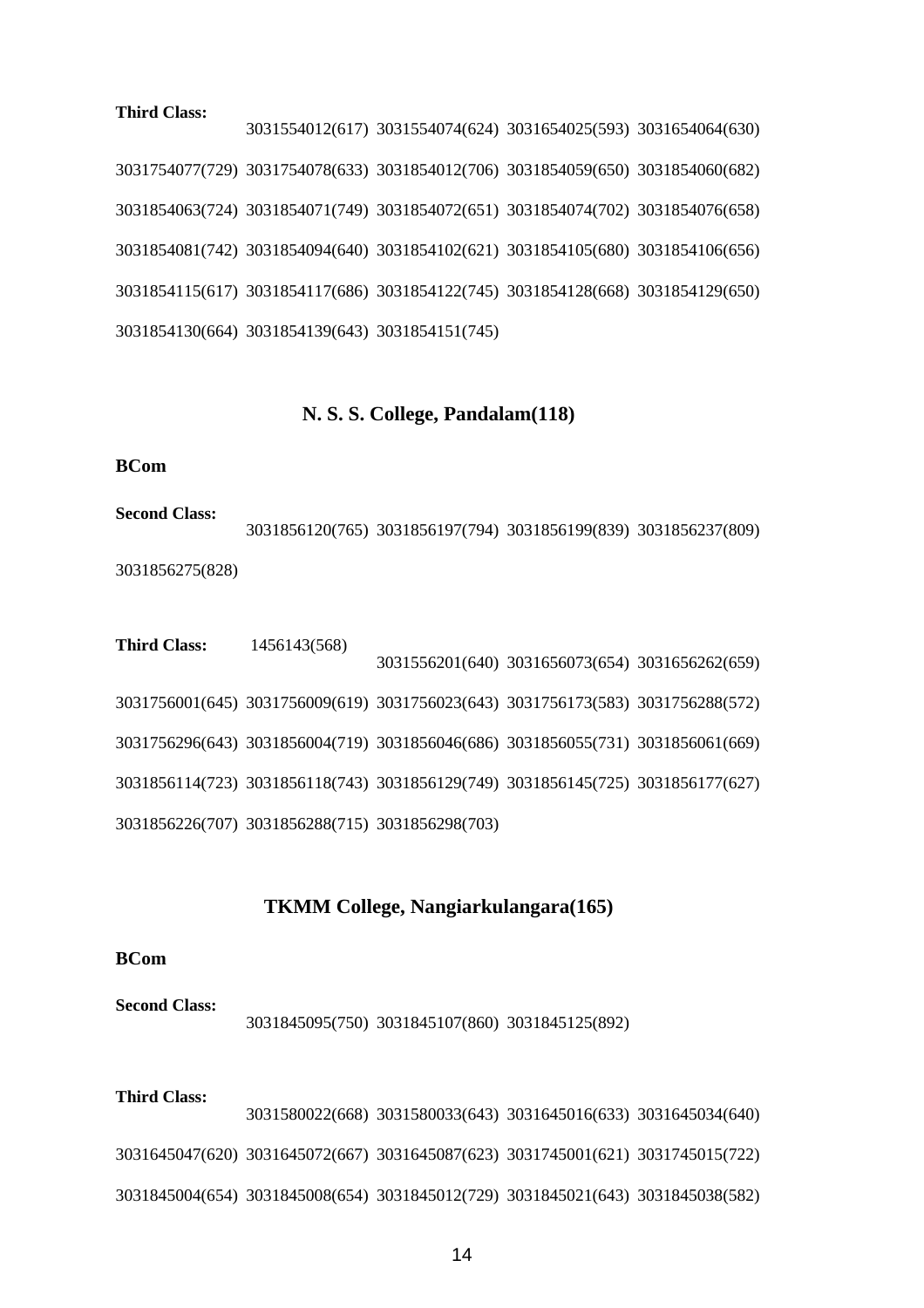**Third Class:**

3031554012(617) 3031554074(624) 3031654025(593) 3031654064(630) 3031754077(729) 3031754078(633) 3031854012(706) 3031854059(650) 3031854060(682) 3031854063(724) 3031854071(749) 3031854072(651) 3031854074(702) 3031854076(658) 3031854081(742) 3031854094(640) 3031854102(621) 3031854105(680) 3031854106(656) 3031854115(617) 3031854117(686) 3031854122(745) 3031854128(668) 3031854129(650) 3031854130(664) 3031854139(643) 3031854151(745)

## N. S. S. College, Pandalam(118)

**BCom**

**Second Class:**

3031856120(765) 3031856197(794) 3031856199(839) 3031856237(809) 3031856275(828)

**Third Class:** 1456143(568)

3031556201(640) 3031656073(654) 3031656262(659) 3031756001(645) 3031756009(619) 3031756023(643) 3031756173(583) 3031756288(572) 3031756296(643) 3031856004(719) 3031856046(686) 3031856055(731) 3031856061(669) 3031856114(723) 3031856118(743) 3031856129(749) 3031856145(725) 3031856177(627) 3031856226(707) 3031856288(715) 3031856298(703)

## TKMM College, Nangiarkulangara(165)

**BCom**

**Second Class:**

3031845095(750) 3031845107(860) 3031845125(892)

**Third Class:**

3031580022(668) 3031580033(643) 3031645016(633) 3031645034(640) 3031645047(620) 3031645072(667) 3031645087(623) 3031745001(621) 3031745015(722) 3031845004(654) 3031845008(654) 3031845012(729) 3031845021(643) 3031845038(582)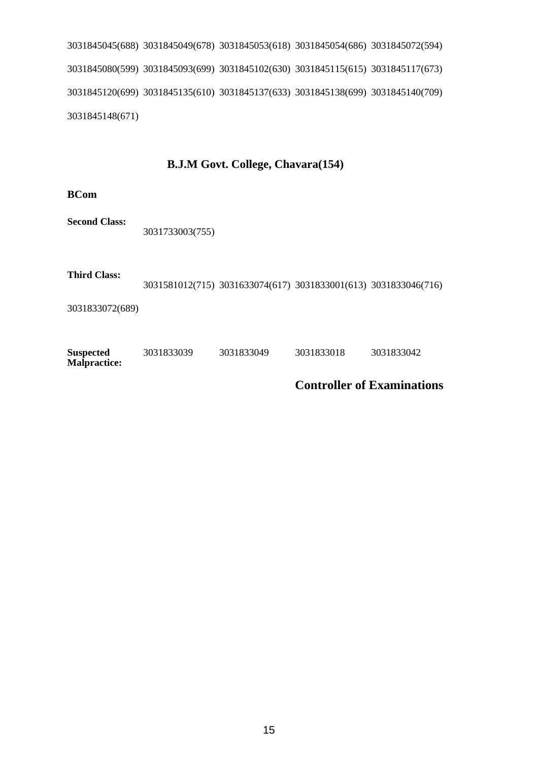3031845045(688) 3031845049(678) 3031845053(618) 3031845054(686) 3031845072(594)

3031845080(599) 3031845093(699) 3031845102(630) 3031845115(615) 3031845117(673)

3031845120(699) 3031845135(610) 3031845137(633) 3031845138(699) 3031845140(709)

3031845148(671)

## B.J.M Govt. College, Chavara(154)

**BCom**

**Second Class:** 3031733003(755)

**Third Class:** 3031581012(715) 3031633074(617) 3031833001(613) 3031833046(716)

3031833072(689)

**Suspected Malpractice:** 3031833039 3031833049 3031833018 3031833042

**Controller of Examinations**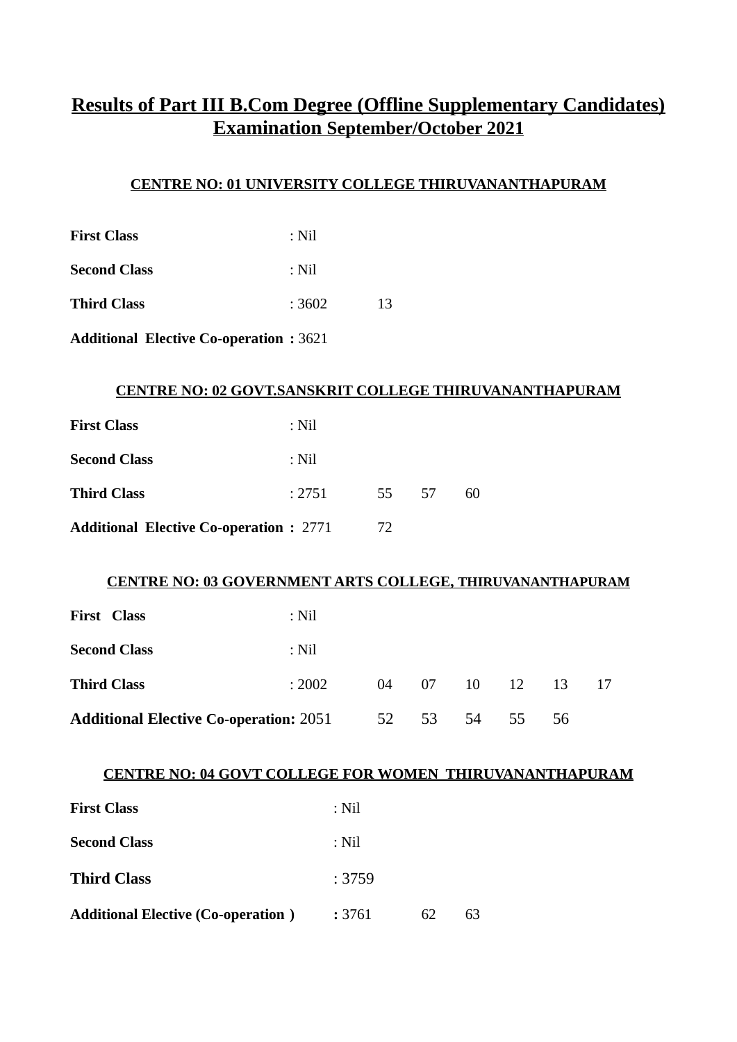# Results of Part III B.Com Degree (Offline Supplementary Candidates) Examination September/October 2021

### CENTRE NO: 01 UNIVERSITY COLLEGE THIRUVANANTHAPURAM

**First Class** : Nil

**Second Class** : Nil

**Third Class** : 3602 13

**Additional Elective Co-operation :** 3621

### CENTRE NO: 02 GOVT.SANSKRIT COLLEGE THIRUVANANTHAPURAM

**First Class** : Nil

**Second Class** : Nil

**Third Class** : 2751 55 57 60

**Additional Elective Co-operation :** 2771 72

### CENTRE NO: 03 GOVERNMENT ARTS COLLEGE, THIRUVANANTHAPURAM

**First Class** : Nil

**Second Class** : Nil

**Third Class** : 2002 04 07 10 12 13 17

**Additional Elective Co-operation:** 2051 52 53 54 55 56

### CENTRE NO: 04 GOVT COLLEGE FOR WOMEN THIRUVANANTHAPURAM

**First Class** : Nil

**Second Class** : Nil

**Third Class** : 3759

**Additional Elective (Co-operation )** **:** 3761 62 63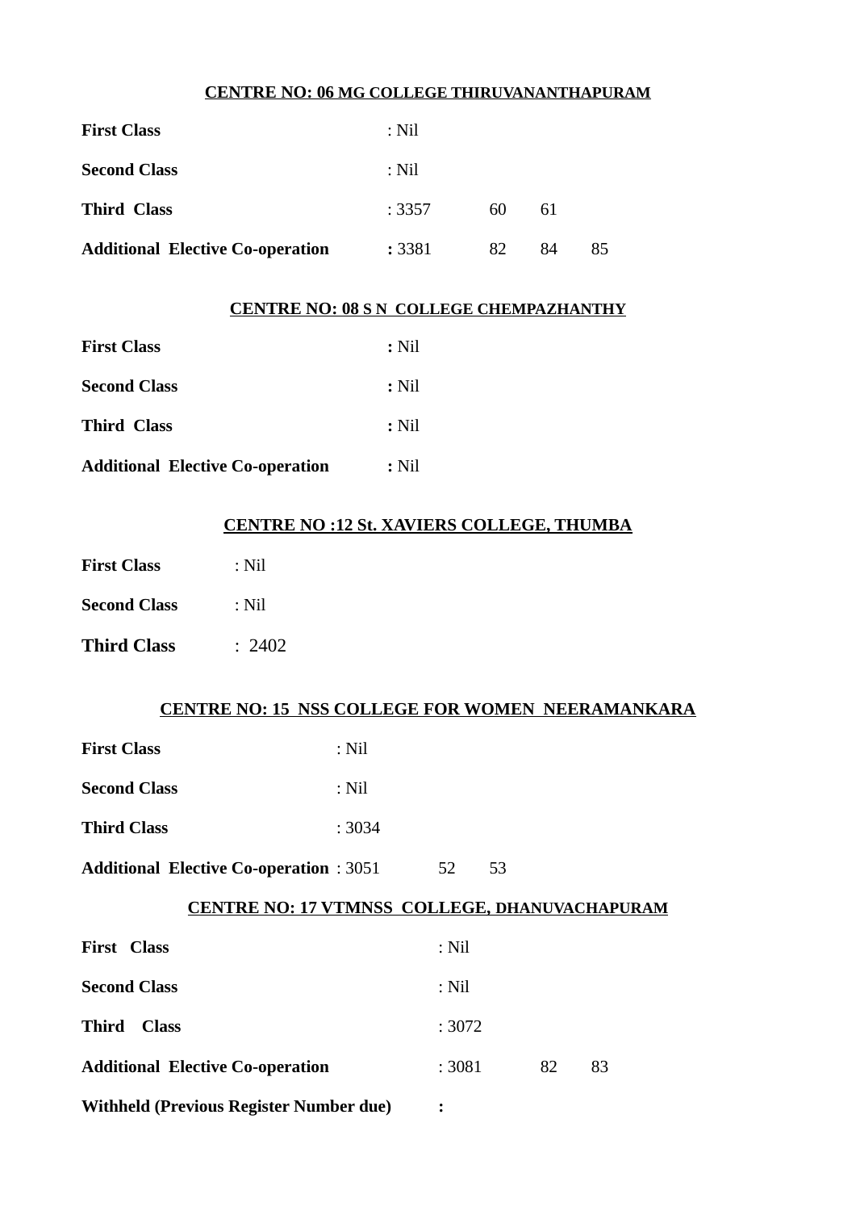**CENTRE NO: 06 MG COLLEGE THIRUVANANTHAPURAM**

**First Class** : Nil

**Second Class** : Nil

**Third Class** : 3357 60 61

**Additional Elective Co-operation** : 3381 82 84 85

**CENTRE NO: 08 S N COLLEGE CHEMPAZHANTHY**

**First Class** : Nil

**Second Class** : Nil

**Third Class** : Nil

**Additional Elective Co-operation** : Nil

**CENTRE NO :12 St. XAVIERS COLLEGE, THUMBA**

**First Class** : Nil

**Second Class** : Nil

**Third Class** : 2402

**CENTRE NO: 15 NSS COLLEGE FOR WOMEN NEERAMANKARA**

**First Class** : Nil

**Second Class** : Nil

**Third Class** : 3034

**Additional Elective Co-operation** : 3051 52 53

**CENTRE NO: 17 VTMNSS COLLEGE, DHANUVACHAPURAM**

**First Class** : Nil

**Second Class** : Nil

**Third Class** : 3072

**Additional Elective Co-operation** : 3081 82 83

**Withheld (Previous Register Number due)** :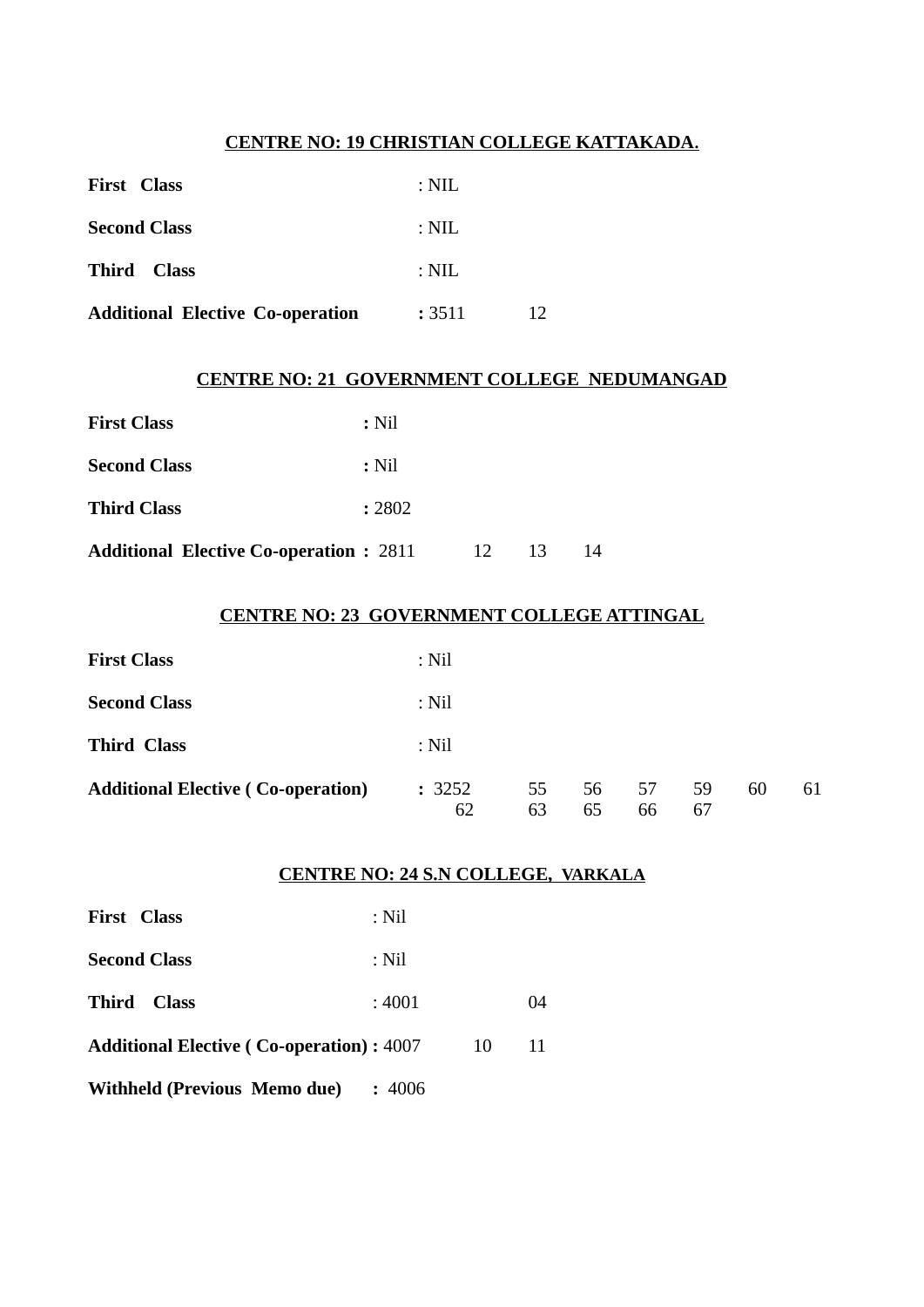**CENTRE NO: 19 CHRISTIAN COLLEGE KATTAKADA.**

**First Class** : NIL

**Second Class** : NIL

**Third Class** : NIL

**Additional Elective Co-operation** **:** 3511 12

**CENTRE NO: 21 GOVERNMENT COLLEGE NEDUMANGAD**

**First Class** **:** Nil

**Second Class** **:** Nil

**Third Class** **:** 2802

**Additional Elective Co-operation :** 2811 12 13 14

**CENTRE NO: 23 GOVERNMENT COLLEGE ATTINGAL**

**First Class** : Nil

**Second Class** : Nil

**Third Class** : Nil

**Additional Elective ( Co-operation)** **:** 3252 55 56 57 59 60 61 62 63 65 66 67

**CENTRE NO: 24 S.N COLLEGE, VARKALA**

**First Class** : Nil

**Second Class** : Nil

**Third Class** : 4001 04

**Additional Elective ( Co-operation) :** 4007 10 11

**Withheld (Previous Memo due)** **:** 4006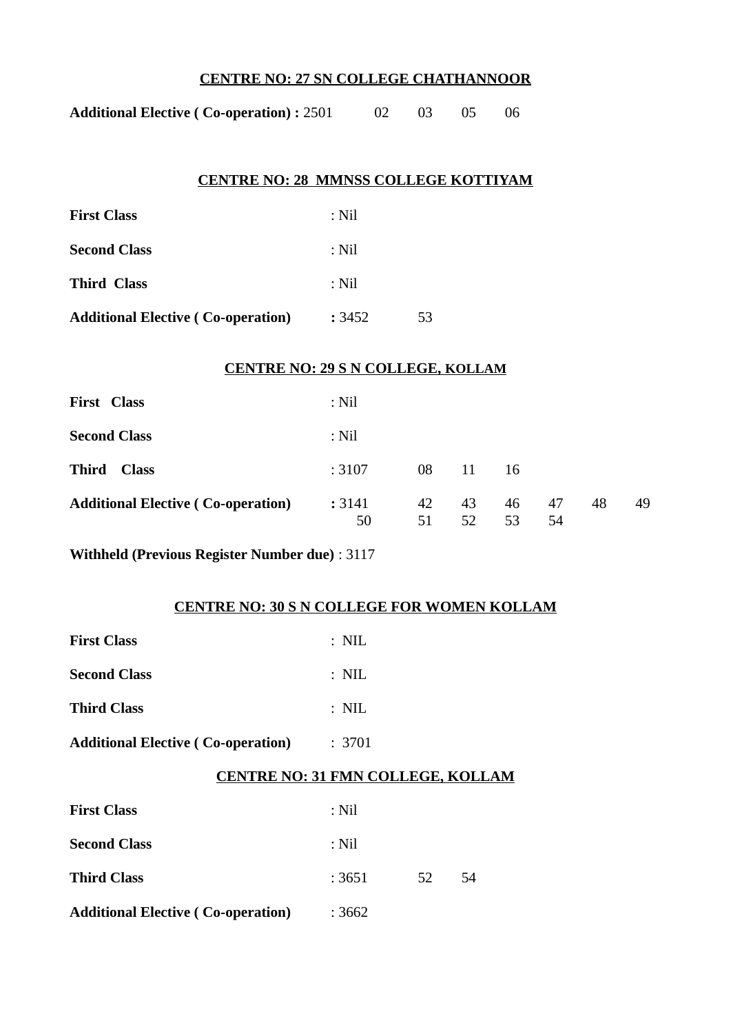## CENTRE NO: 27 SN COLLEGE CHATHANNOOR

**Additional Elective ( Co-operation) :** 2501 02 03 05 06

## CENTRE NO: 28 MMNSS COLLEGE KOTTIYAM

**First Class** : Nil

**Second Class** : Nil

**Third Class** : Nil

**Additional Elective ( Co-operation)** **:** 3452 53

## CENTRE NO: 29 S N COLLEGE, KOLLAM

**First Class** : Nil

**Second Class** : Nil

**Third Class** : 3107 08 11 16

**Additional Elective ( Co-operation)** **:** 3141 42 43 46 47 48 49 50 51 52 53 54

**Withheld (Previous Register Number due)** : 3117

## CENTRE NO: 30 S N COLLEGE FOR WOMEN KOLLAM

**First Class** : NIL

**Second Class** : NIL

**Third Class** : NIL

**Additional Elective ( Co-operation)** : 3701

## CENTRE NO: 31 FMN COLLEGE, KOLLAM

**First Class** : Nil

**Second Class** : Nil

**Third Class** : 3651 52 54

**Additional Elective ( Co-operation)** : 3662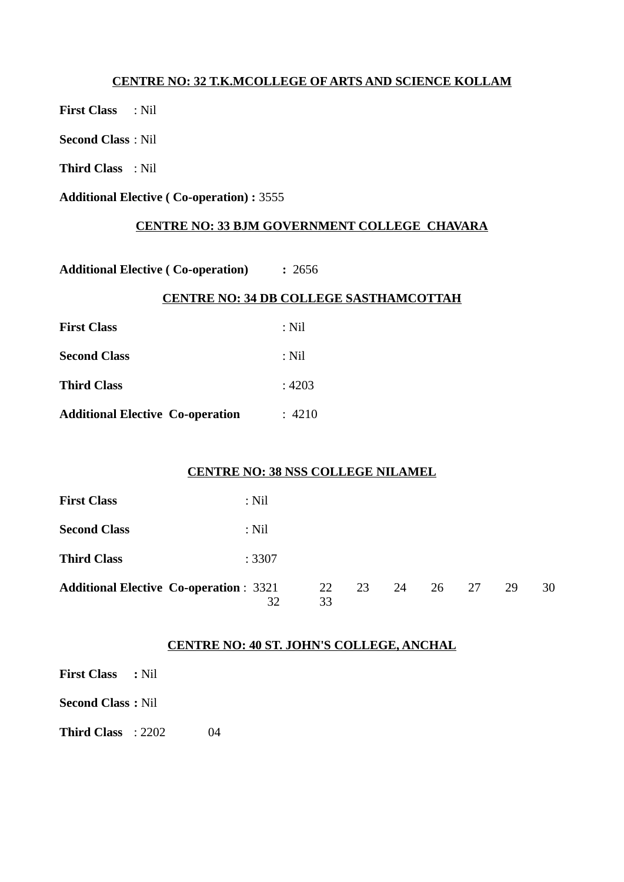**CENTRE NO: 32 T.K.MCOLLEGE OF ARTS AND SCIENCE KOLLAM**

**First Class** : Nil

**Second Class** : Nil

**Third Class** : Nil

**Additional Elective ( Co-operation) :** 3555

**CENTRE NO: 33 BJM GOVERNMENT COLLEGE CHAVARA**

**Additional Elective ( Co-operation) :** 2656

**CENTRE NO: 34 DB COLLEGE SASTHAMCOTTAH**

**First Class** : Nil

**Second Class** : Nil

**Third Class** : 4203

**Additional Elective Co-operation** : 4210

**CENTRE NO: 38 NSS COLLEGE NILAMEL**

**First Class** : Nil

**Second Class** : Nil

**Third Class** : 3307

**Additional Elective Co-operation** : 3321 22 23 24 26 27 29 30 32 33

**CENTRE NO: 40 ST. JOHN'S COLLEGE, ANCHAL**

**First Class :** Nil

**Second Class :** Nil

**Third Class** : 2202 04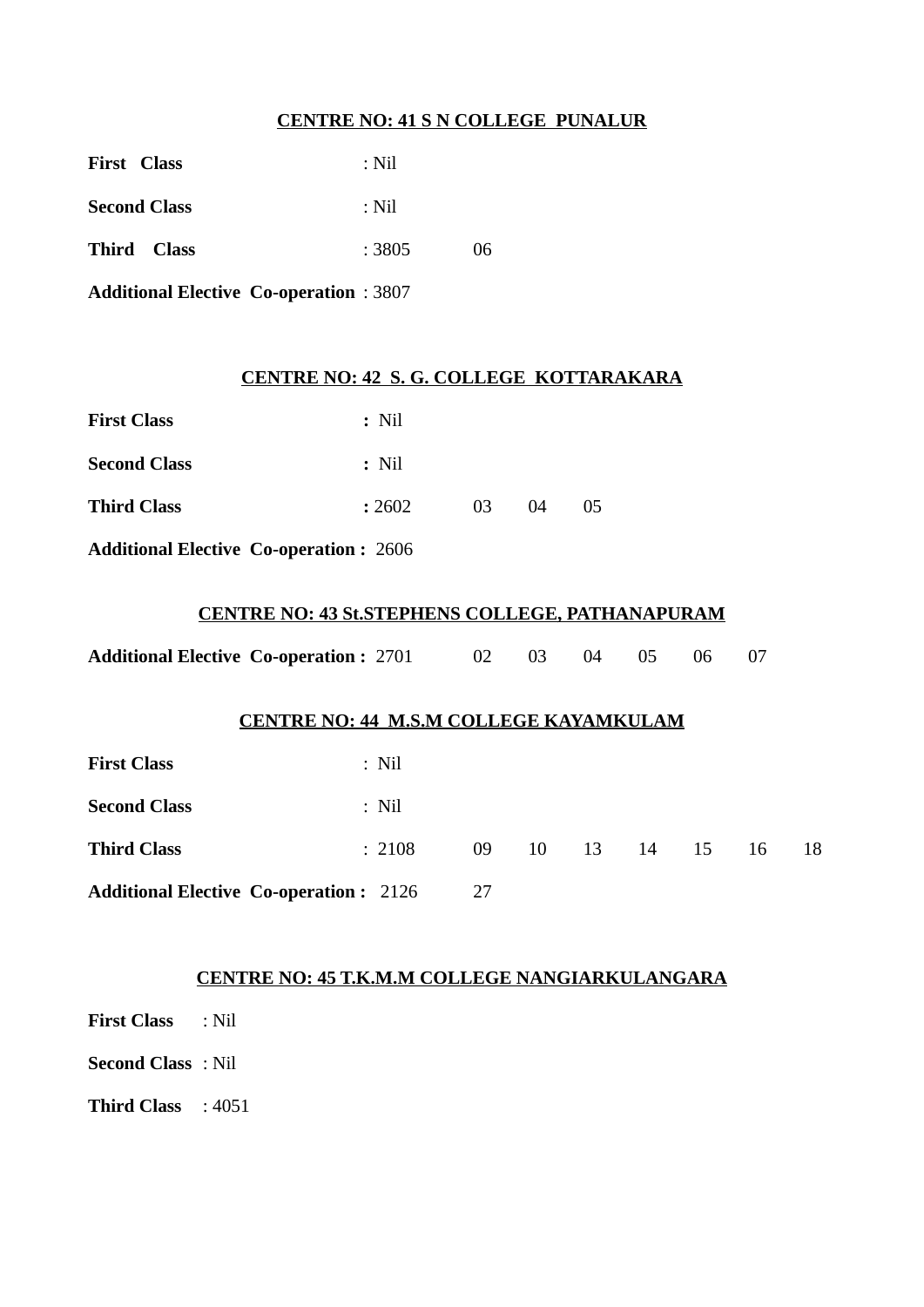**CENTRE NO: 41 S N COLLEGE PUNALUR**

**First Class** : Nil

**Second Class** : Nil

**Third Class** : 3805 06

**Additional Elective Co-operation** : 3807

**CENTRE NO: 42 S. G. COLLEGE KOTTARAKARA**

**First Class** **:** Nil

**Second Class** **:** Nil

**Third Class** **:** 2602 03 04 05

**Additional Elective Co-operation :** 2606

**CENTRE NO: 43 St.STEPHENS COLLEGE, PATHANAPURAM**

**Additional Elective Co-operation :** 2701 02 03 04 05 06 07

**CENTRE NO: 44 M.S.M COLLEGE KAYAMKULAM**

**First Class** : Nil

**Second Class** : Nil

**Third Class** : 2108 09 10 13 14 15 16 18

**Additional Elective Co-operation :** 2126 27

**CENTRE NO: 45 T.K.M.M COLLEGE NANGIARKULANGARA**

**First Class** : Nil

**Second Class** : Nil

**Third Class** : 4051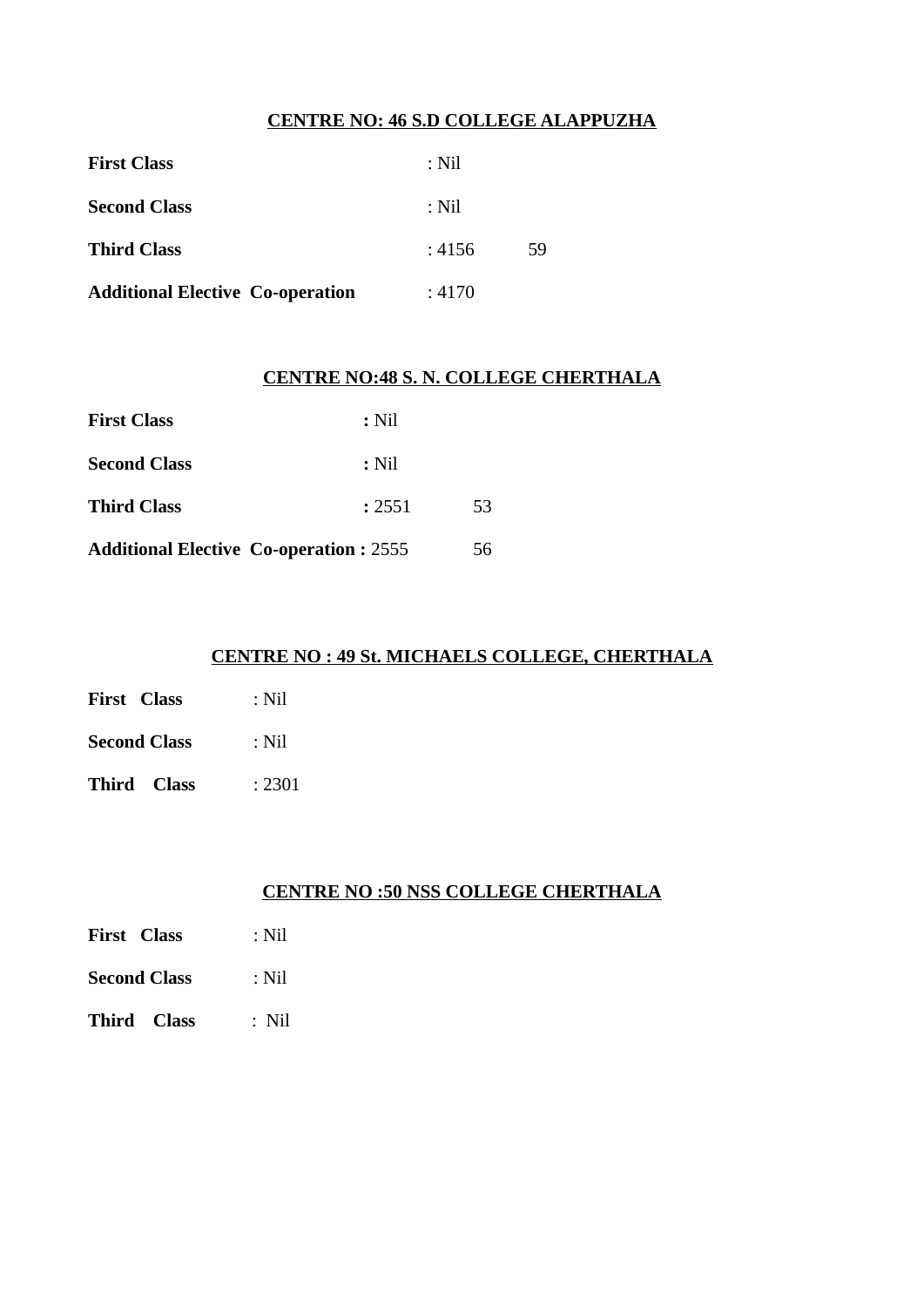**CENTRE NO: 46 S.D COLLEGE ALAPPUZHA**

**First Class** : Nil

**Second Class** : Nil

**Third Class** : 4156 59

**Additional Elective Co-operation** : 4170

**CENTRE NO:48 S. N. COLLEGE CHERTHALA**

**First Class** **:** Nil

**Second Class** **:** Nil

**Third Class** **:** 2551 53

**Additional Elective Co-operation :** 2555 56

**CENTRE NO : 49 St. MICHAELS COLLEGE, CHERTHALA**

**First Class** : Nil

**Second Class** : Nil

**Third Class** : 2301

**CENTRE NO :50 NSS COLLEGE CHERTHALA**

**First Class** : Nil

**Second Class** : Nil

**Third Class** : Nil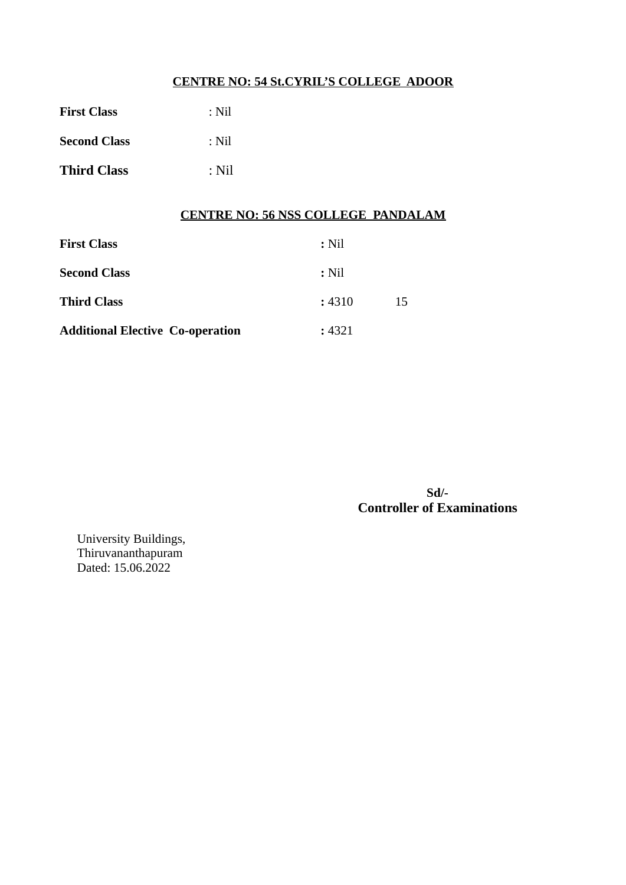**CENTRE NO: 54 St.CYRIL'S COLLEGE ADOOR**

**First Class** : Nil

**Second Class** : Nil

**Third Class** : Nil

**CENTRE NO: 56 NSS COLLEGE PANDALAM**

**First Class** **:** Nil

**Second Class** **:** Nil

**Third Class** **:** 4310 15

**Additional Elective Co-operation** **:** 4321

**Sd/-**
**Controller of Examinations**

University Buildings,
Thiruvananthapuram
Dated: 15.06.2022